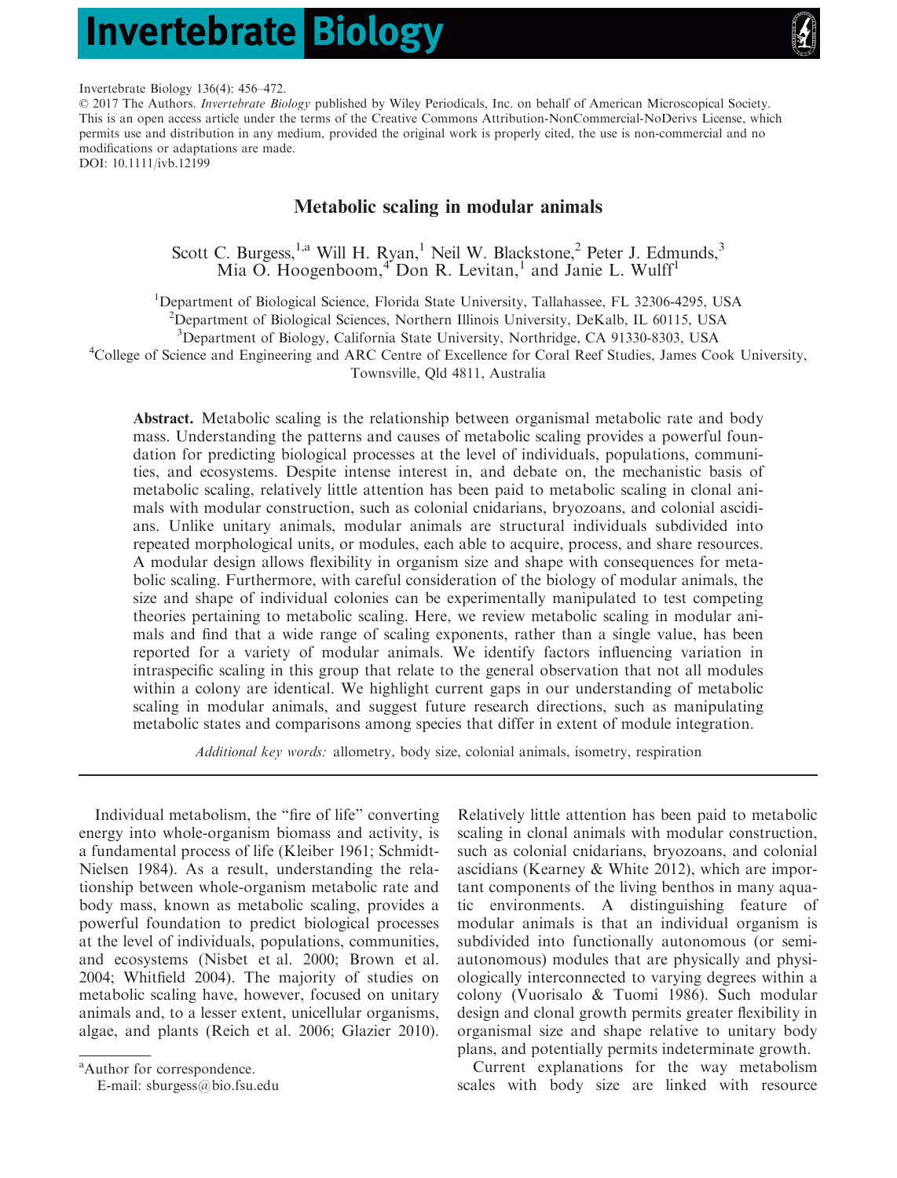Invertebrate Biology 136(4): 456–472.
© 2017 The Authors. *Invertebrate Biology* published by Wiley Periodicals, Inc. on behalf of American Microscopical Society. This is an open access article under the terms of the Creative Commons Attribution-NonCommercial-NoDerivs License, which permits use and distribution in any medium, provided the original work is properly cited, the use is non-commercial and no modifications or adaptations are made.
DOI: 10.1111/ivb.12199

# Metabolic scaling in modular animals

Scott C. Burgess,[1,a] Will H. Ryan,[1] Neil W. Blackstone,[2] Peter J. Edmunds,[3] Mia O. Hoogenboom,[4] Don R. Levitan,[1] and Janie L. Wulff[1]

[1]Department of Biological Science, Florida State University, Tallahassee, FL 32306-4295, USA
[2]Department of Biological Sciences, Northern Illinois University, DeKalb, IL 60115, USA
[3]Department of Biology, California State University, Northridge, CA 91330-8303, USA
[4]College of Science and Engineering and ARC Centre of Excellence for Coral Reef Studies, James Cook University, Townsville, Qld 4811, Australia

**Abstract.** Metabolic scaling is the relationship between organismal metabolic rate and body mass. Understanding the patterns and causes of metabolic scaling provides a powerful foundation for predicting biological processes at the level of individuals, populations, communities, and ecosystems. Despite intense interest in, and debate on, the mechanistic basis of metabolic scaling, relatively little attention has been paid to metabolic scaling in clonal animals with modular construction, such as colonial cnidarians, bryozoans, and colonial ascidians. Unlike unitary animals, modular animals are structural individuals subdivided into repeated morphological units, or modules, each able to acquire, process, and share resources. A modular design allows flexibility in organism size and shape with consequences for metabolic scaling. Furthermore, with careful consideration of the biology of modular animals, the size and shape of individual colonies can be experimentally manipulated to test competing theories pertaining to metabolic scaling. Here, we review metabolic scaling in modular animals and find that a wide range of scaling exponents, rather than a single value, has been reported for a variety of modular animals. We identify factors influencing variation in intraspecific scaling in this group that relate to the general observation that not all modules within a colony are identical. We highlight current gaps in our understanding of metabolic scaling in modular animals, and suggest future research directions, such as manipulating metabolic states and comparisons among species that differ in extent of module integration.

*Additional key words:* allometry, body size, colonial animals, isometry, respiration

Individual metabolism, the "fire of life" converting energy into whole-organism biomass and activity, is a fundamental process of life (Kleiber 1961; Schmidt-Nielsen 1984). As a result, understanding the relationship between whole-organism metabolic rate and body mass, known as metabolic scaling, provides a powerful foundation to predict biological processes at the level of individuals, populations, communities, and ecosystems (Nisbet et al. 2000; Brown et al. 2004; Whitfield 2004). The majority of studies on metabolic scaling have, however, focused on unitary animals and, to a lesser extent, unicellular organisms, algae, and plants (Reich et al. 2006; Glazier 2010). Relatively little attention has been paid to metabolic scaling in clonal animals with modular construction, such as colonial cnidarians, bryozoans, and colonial ascidians (Kearney & White 2012), which are important components of the living benthos in many aquatic environments. A distinguishing feature of modular animals is that an individual organism is subdivided into functionally autonomous (or semi-autonomous) modules that are physically and physiologically interconnected to varying degrees within a colony (Vuorisalo & Tuomi 1986). Such modular design and clonal growth permits greater flexibility in organismal size and shape relative to unitary body plans, and potentially permits indeterminate growth.

Current explanations for the way metabolism scales with body size are linked with resource

[a]Author for correspondence.
E-mail: sburgess@bio.fsu.edu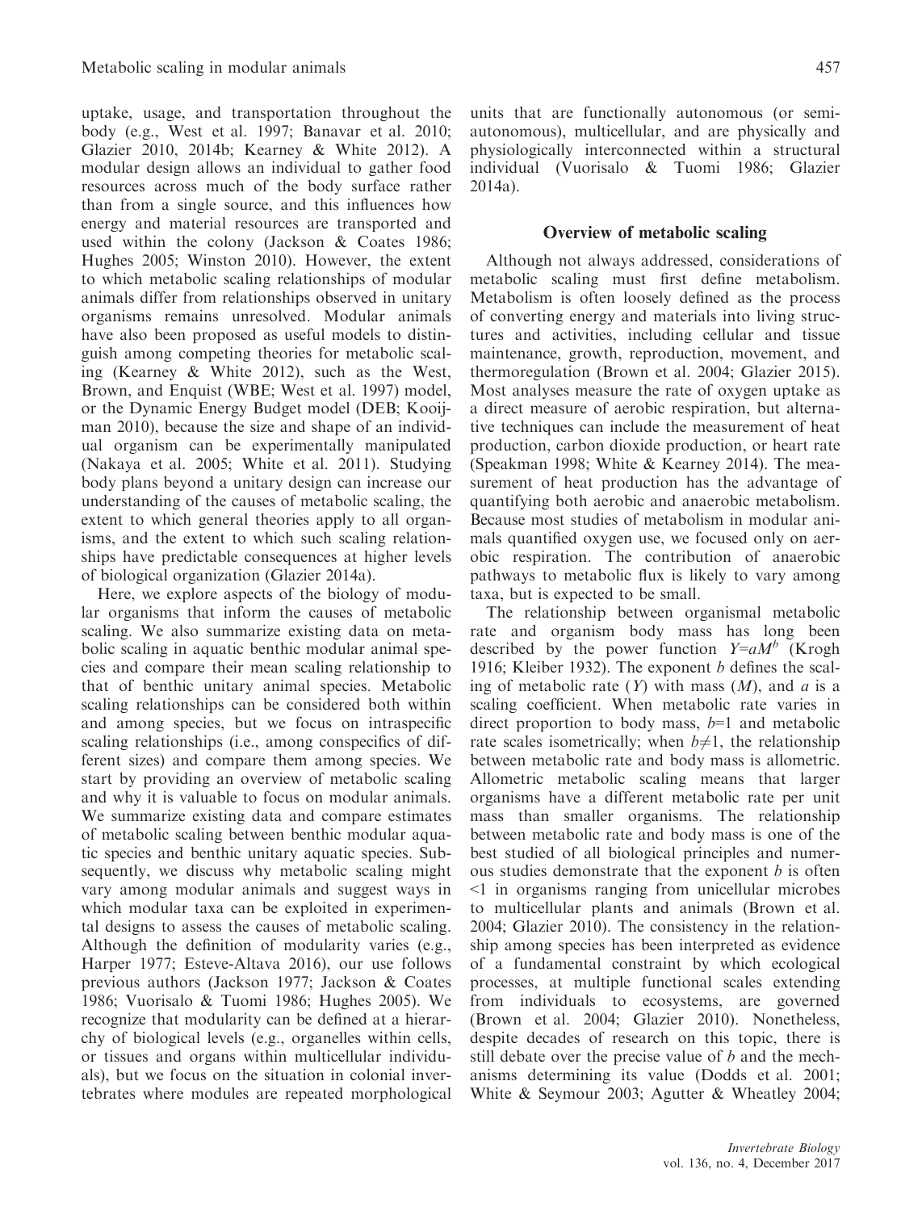uptake, usage, and transportation throughout the body (e.g., West et al. 1997; Banavar et al. 2010; Glazier 2010, 2014b; Kearney & White 2012). A modular design allows an individual to gather food resources across much of the body surface rather than from a single source, and this influences how energy and material resources are transported and used within the colony (Jackson & Coates 1986; Hughes 2005; Winston 2010). However, the extent to which metabolic scaling relationships of modular animals differ from relationships observed in unitary organisms remains unresolved. Modular animals have also been proposed as useful models to distinguish among competing theories for metabolic scaling (Kearney & White 2012), such as the West, Brown, and Enquist (WBE; West et al. 1997) model, or the Dynamic Energy Budget model (DEB; Kooijman 2010), because the size and shape of an individual organism can be experimentally manipulated (Nakaya et al. 2005; White et al. 2011). Studying body plans beyond a unitary design can increase our understanding of the causes of metabolic scaling, the extent to which general theories apply to all organisms, and the extent to which such scaling relationships have predictable consequences at higher levels of biological organization (Glazier 2014a).

Here, we explore aspects of the biology of modular organisms that inform the causes of metabolic scaling. We also summarize existing data on metabolic scaling in aquatic benthic modular animal species and compare their mean scaling relationship to that of benthic unitary animal species. Metabolic scaling relationships can be considered both within and among species, but we focus on intraspecific scaling relationships (i.e., among conspecifics of different sizes) and compare them among species. We start by providing an overview of metabolic scaling and why it is valuable to focus on modular animals. We summarize existing data and compare estimates of metabolic scaling between benthic modular aquatic species and benthic unitary aquatic species. Subsequently, we discuss why metabolic scaling might vary among modular animals and suggest ways in which modular taxa can be exploited in experimental designs to assess the causes of metabolic scaling. Although the definition of modularity varies (e.g., Harper 1977; Esteve-Altava 2016), our use follows previous authors (Jackson 1977; Jackson & Coates 1986; Vuorisalo & Tuomi 1986; Hughes 2005). We recognize that modularity can be defined at a hierarchy of biological levels (e.g., organelles within cells, or tissues and organs within multicellular individuals), but we focus on the situation in colonial invertebrates where modules are repeated morphological units that are functionally autonomous (or semi-autonomous), multicellular, and are physically and physiologically interconnected within a structural individual (Vuorisalo & Tuomi 1986; Glazier 2014a).

## Overview of metabolic scaling

Although not always addressed, considerations of metabolic scaling must first define metabolism. Metabolism is often loosely defined as the process of converting energy and materials into living structures and activities, including cellular and tissue maintenance, growth, reproduction, movement, and thermoregulation (Brown et al. 2004; Glazier 2015). Most analyses measure the rate of oxygen uptake as a direct measure of aerobic respiration, but alternative techniques can include the measurement of heat production, carbon dioxide production, or heart rate (Speakman 1998; White & Kearney 2014). The measurement of heat production has the advantage of quantifying both aerobic and anaerobic metabolism. Because most studies of metabolism in modular animals quantified oxygen use, we focused only on aerobic respiration. The contribution of anaerobic pathways to metabolic flux is likely to vary among taxa, but is expected to be small.

The relationship between organismal metabolic rate and organism body mass has long been described by the power function $Y=aM^b$ (Krogh 1916; Kleiber 1932). The exponent $b$ defines the scaling of metabolic rate ($Y$) with mass ($M$), and $a$ is a scaling coefficient. When metabolic rate varies in direct proportion to body mass, $b=1$ and metabolic rate scales isometrically; when $b\neq1$, the relationship between metabolic rate and body mass is allometric. Allometric metabolic scaling means that larger organisms have a different metabolic rate per unit mass than smaller organisms. The relationship between metabolic rate and body mass is one of the best studied of all biological principles and numerous studies demonstrate that the exponent $b$ is often $<1$ in organisms ranging from unicellular microbes to multicellular plants and animals (Brown et al. 2004; Glazier 2010). The consistency in the relationship among species has been interpreted as evidence of a fundamental constraint by which ecological processes, at multiple functional scales extending from individuals to ecosystems, are governed (Brown et al. 2004; Glazier 2010). Nonetheless, despite decades of research on this topic, there is still debate over the precise value of $b$ and the mechanisms determining its value (Dodds et al. 2001; White & Seymour 2003; Agutter & Wheatley 2004;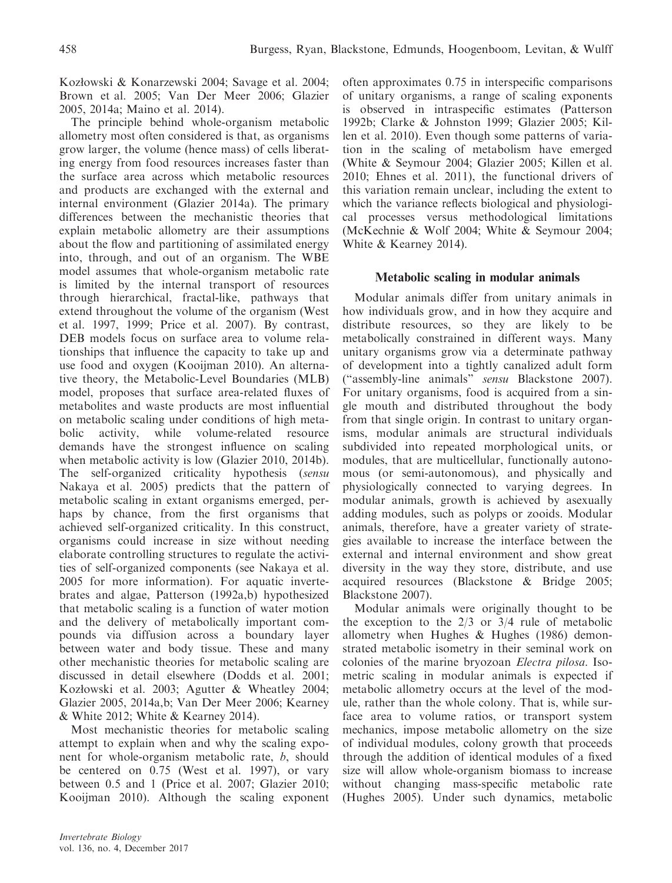Kozłowski & Konarzewski 2004; Savage et al. 2004; Brown et al. 2005; Van Der Meer 2006; Glazier 2005, 2014a; Maino et al. 2014).

The principle behind whole-organism metabolic allometry most often considered is that, as organisms grow larger, the volume (hence mass) of cells liberating energy from food resources increases faster than the surface area across which metabolic resources and products are exchanged with the external and internal environment (Glazier 2014a). The primary differences between the mechanistic theories that explain metabolic allometry are their assumptions about the flow and partitioning of assimilated energy into, through, and out of an organism. The WBE model assumes that whole-organism metabolic rate is limited by the internal transport of resources through hierarchical, fractal-like, pathways that extend throughout the volume of the organism (West et al. 1997, 1999; Price et al. 2007). By contrast, DEB models focus on surface area to volume relationships that influence the capacity to take up and use food and oxygen (Kooijman 2010). An alternative theory, the Metabolic-Level Boundaries (MLB) model, proposes that surface area-related fluxes of metabolites and waste products are most influential on metabolic scaling under conditions of high metabolic activity, while volume-related resource demands have the strongest influence on scaling when metabolic activity is low (Glazier 2010, 2014b). The self-organized criticality hypothesis (*sensu* Nakaya et al. 2005) predicts that the pattern of metabolic scaling in extant organisms emerged, perhaps by chance, from the first organisms that achieved self-organized criticality. In this construct, organisms could increase in size without needing elaborate controlling structures to regulate the activities of self-organized components (see Nakaya et al. 2005 for more information). For aquatic invertebrates and algae, Patterson (1992a,b) hypothesized that metabolic scaling is a function of water motion and the delivery of metabolically important compounds via diffusion across a boundary layer between water and body tissue. These and many other mechanistic theories for metabolic scaling are discussed in detail elsewhere (Dodds et al. 2001; Kozłowski et al. 2003; Agutter & Wheatley 2004; Glazier 2005, 2014a,b; Van Der Meer 2006; Kearney & White 2012; White & Kearney 2014).

Most mechanistic theories for metabolic scaling attempt to explain when and why the scaling exponent for whole-organism metabolic rate, $b$, should be centered on 0.75 (West et al. 1997), or vary between 0.5 and 1 (Price et al. 2007; Glazier 2010; Kooijman 2010). Although the scaling exponent often approximates 0.75 in interspecific comparisons of unitary organisms, a range of scaling exponents is observed in intraspecific estimates (Patterson 1992b; Clarke & Johnston 1999; Glazier 2005; Killen et al. 2010). Even though some patterns of variation in the scaling of metabolism have emerged (White & Seymour 2004; Glazier 2005; Killen et al. 2010; Ehnes et al. 2011), the functional drivers of this variation remain unclear, including the extent to which the variance reflects biological and physiological processes versus methodological limitations (McKechnie & Wolf 2004; White & Seymour 2004; White & Kearney 2014).

## Metabolic scaling in modular animals

Modular animals differ from unitary animals in how individuals grow, and in how they acquire and distribute resources, so they are likely to be metabolically constrained in different ways. Many unitary organisms grow via a determinate pathway of development into a tightly canalized adult form ("assembly-line animals" *sensu* Blackstone 2007). For unitary organisms, food is acquired from a single mouth and distributed throughout the body from that single origin. In contrast to unitary organisms, modular animals are structural individuals subdivided into repeated morphological units, or modules, that are multicellular, functionally autonomous (or semi-autonomous), and physically and physiologically connected to varying degrees. In modular animals, growth is achieved by asexually adding modules, such as polyps or zooids. Modular animals, therefore, have a greater variety of strategies available to increase the interface between the external and internal environment and show great diversity in the way they store, distribute, and use acquired resources (Blackstone & Bridge 2005; Blackstone 2007).

Modular animals were originally thought to be the exception to the 2/3 or 3/4 rule of metabolic allometry when Hughes & Hughes (1986) demonstrated metabolic isometry in their seminal work on colonies of the marine bryozoan *Electra pilosa*. Isometric scaling in modular animals is expected if metabolic allometry occurs at the level of the module, rather than the whole colony. That is, while surface area to volume ratios, or transport system mechanics, impose metabolic allometry on the size of individual modules, colony growth that proceeds through the addition of identical modules of a fixed size will allow whole-organism biomass to increase without changing mass-specific metabolic rate (Hughes 2005). Under such dynamics, metabolic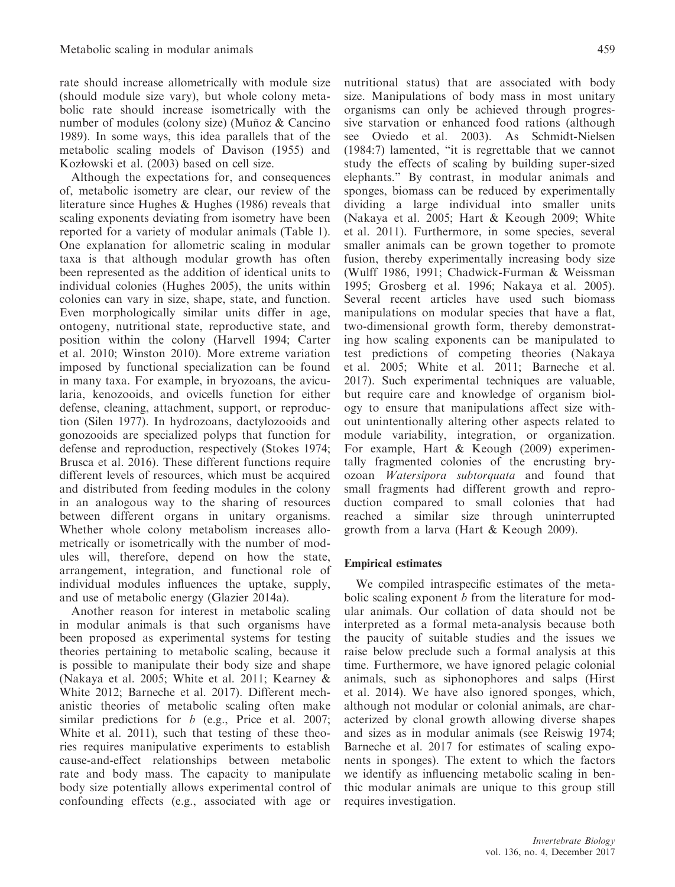rate should increase allometrically with module size (should module size vary), but whole colony metabolic rate should increase isometrically with the number of modules (colony size) (Muñoz & Cancino 1989). In some ways, this idea parallels that of the metabolic scaling models of Davison (1955) and Kozłowski et al. (2003) based on cell size.

Although the expectations for, and consequences of, metabolic isometry are clear, our review of the literature since Hughes & Hughes (1986) reveals that scaling exponents deviating from isometry have been reported for a variety of modular animals (Table 1). One explanation for allometric scaling in modular taxa is that although modular growth has often been represented as the addition of identical units to individual colonies (Hughes 2005), the units within colonies can vary in size, shape, state, and function. Even morphologically similar units differ in age, ontogeny, nutritional state, reproductive state, and position within the colony (Harvell 1994; Carter et al. 2010; Winston 2010). More extreme variation imposed by functional specialization can be found in many taxa. For example, in bryozoans, the avicularia, kenozooids, and ovicells function for either defense, cleaning, attachment, support, or reproduction (Silen 1977). In hydrozoans, dactylozooids and gonozooids are specialized polyps that function for defense and reproduction, respectively (Stokes 1974; Brusca et al. 2016). These different functions require different levels of resources, which must be acquired and distributed from feeding modules in the colony in an analogous way to the sharing of resources between different organs in unitary organisms. Whether whole colony metabolism increases allometrically or isometrically with the number of modules will, therefore, depend on how the state, arrangement, integration, and functional role of individual modules influences the uptake, supply, and use of metabolic energy (Glazier 2014a).

Another reason for interest in metabolic scaling in modular animals is that such organisms have been proposed as experimental systems for testing theories pertaining to metabolic scaling, because it is possible to manipulate their body size and shape (Nakaya et al. 2005; White et al. 2011; Kearney & White 2012; Barneche et al. 2017). Different mechanistic theories of metabolic scaling often make similar predictions for *b* (e.g., Price et al. 2007; White et al. 2011), such that testing of these theories requires manipulative experiments to establish cause-and-effect relationships between metabolic rate and body mass. The capacity to manipulate body size potentially allows experimental control of confounding effects (e.g., associated with age or nutritional status) that are associated with body size. Manipulations of body mass in most unitary organisms can only be achieved through progressive starvation or enhanced food rations (although see Oviedo et al. 2003). As Schmidt-Nielsen (1984:7) lamented, "it is regrettable that we cannot study the effects of scaling by building super-sized elephants." By contrast, in modular animals and sponges, biomass can be reduced by experimentally dividing a large individual into smaller units (Nakaya et al. 2005; Hart & Keough 2009; White et al. 2011). Furthermore, in some species, several smaller animals can be grown together to promote fusion, thereby experimentally increasing body size (Wulff 1986, 1991; Chadwick-Furman & Weissman 1995; Grosberg et al. 1996; Nakaya et al. 2005). Several recent articles have used such biomass manipulations on modular species that have a flat, two-dimensional growth form, thereby demonstrating how scaling exponents can be manipulated to test predictions of competing theories (Nakaya et al. 2005; White et al. 2011; Barneche et al. 2017). Such experimental techniques are valuable, but require care and knowledge of organism biology to ensure that manipulations affect size without unintentionally altering other aspects related to module variability, integration, or organization. For example, Hart & Keough (2009) experimentally fragmented colonies of the encrusting bryozoan *Watersipora subtorquata* and found that small fragments had different growth and reproduction compared to small colonies that had reached a similar size through uninterrupted growth from a larva (Hart & Keough 2009).

## Empirical estimates

We compiled intraspecific estimates of the metabolic scaling exponent *b* from the literature for modular animals. Our collation of data should not be interpreted as a formal meta-analysis because both the paucity of suitable studies and the issues we raise below preclude such a formal analysis at this time. Furthermore, we have ignored pelagic colonial animals, such as siphonophores and salps (Hirst et al. 2014). We have also ignored sponges, which, although not modular or colonial animals, are characterized by clonal growth allowing diverse shapes and sizes as in modular animals (see Reiswig 1974; Barneche et al. 2017 for estimates of scaling exponents in sponges). The extent to which the factors we identify as influencing metabolic scaling in benthic modular animals are unique to this group still requires investigation.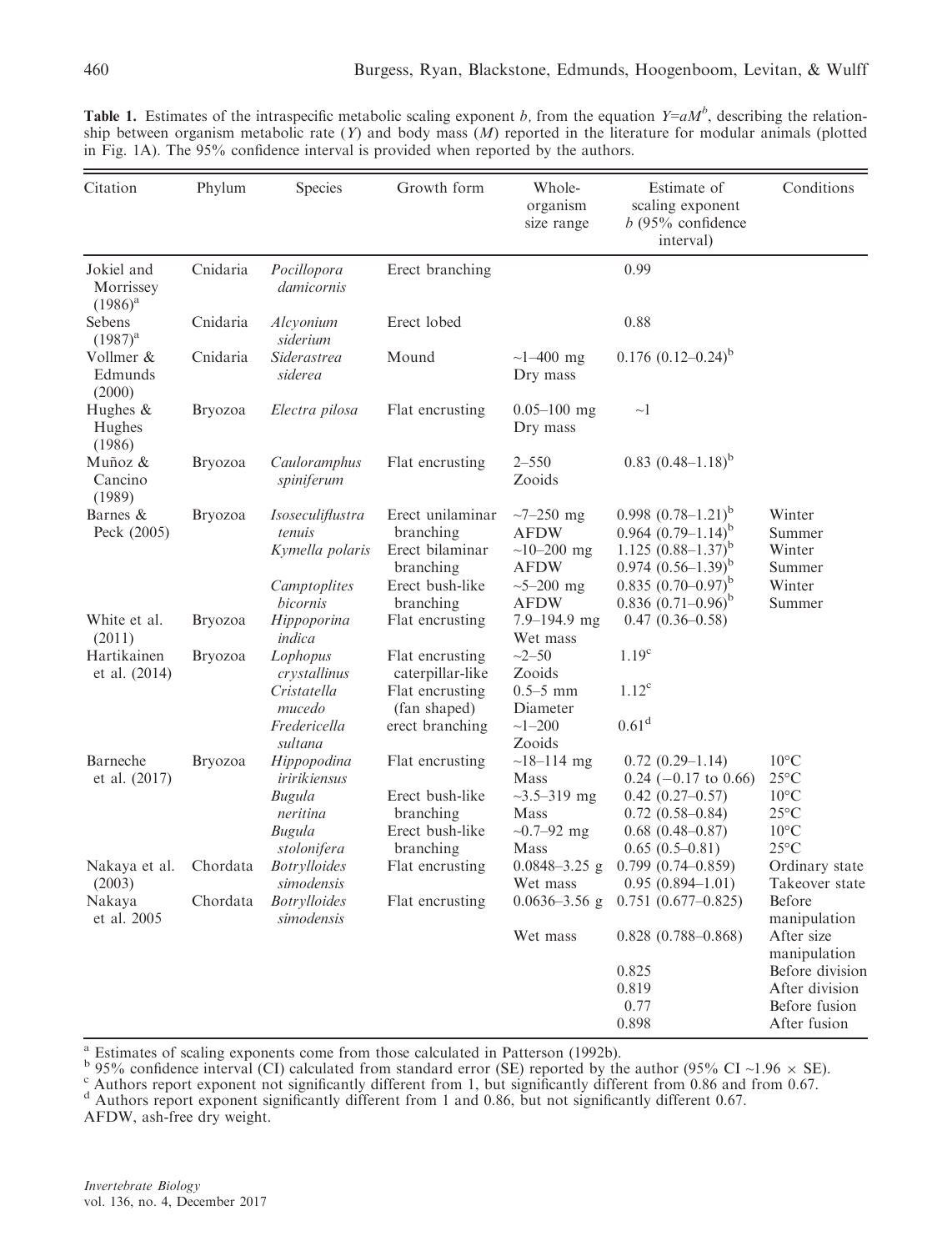**Table 1.** Estimates of the intraspecific metabolic scaling exponent $b$, from the equation $Y=aM^b$, describing the relationship between organism metabolic rate ($Y$) and body mass ($M$) reported in the literature for modular animals (plotted in Fig. 1A). The 95% confidence interval is provided when reported by the authors.

| Citation | Phylum | Species | Growth form | Whole-organism size range | Estimate of scaling exponent $b$ (95% confidence interval) | Conditions |
|---|---|---|---|---|---|---|
| Jokiel and Morrissey (1986)[a] | Cnidaria | *Pocillopora damicornis* | Erect branching | | 0.99 | |
| Sebens (1987)[a] | Cnidaria | *Alcyonium siderium* | Erect lobed | | 0.88 | |
| Vollmer & Edmunds (2000) | Cnidaria | *Siderastrea siderea* | Mound | ~1–400 mg Dry mass | 0.176 (0.12–0.24)[b] | |
| Hughes & Hughes (1986) | Bryozoa | *Electra pilosa* | Flat encrusting | 0.05–100 mg Dry mass | ~1 | |
| Muñoz & Cancino (1989) | Bryozoa | *Cauloramphus spiniferum* | Flat encrusting | 2–550 Zooids | 0.83 (0.48–1.18)[b] | |
| Barnes & Peck (2005) | Bryozoa | *Isoseculiflustra tenuis* | Erect unilaminar branching | ~7–250 mg AFDW | 0.998 (0.78–1.21)[b] | Winter |
| | | | | | 0.964 (0.79–1.14)[b] | Summer |
| | | *Kymella polaris* | Erect bilaminar branching | ~10–200 mg AFDW | 1.125 (0.88–1.37)[b] | Winter |
| | | | | | 0.974 (0.56–1.39)[b] | Summer |
| | | *Camptoplites bicornis* | Erect bush-like branching | ~5–200 mg AFDW | 0.835 (0.70–0.97)[b] | Winter |
| | | | | | 0.836 (0.71–0.96)[b] | Summer |
| White et al. (2011) | Bryozoa | *Hippoporina indica* | Flat encrusting | 7.9–194.9 mg Wet mass | 0.47 (0.36–0.58) | |
| Hartikainen et al. (2014) | Bryozoa | *Lophopus crystallinus* | Flat encrusting caterpillar-like | ~2–50 Zooids | 1.19[c] | |
| | | *Cristatella mucedo* | Flat encrusting (fan shaped) | 0.5–5 mm Diameter | 1.12[c] | |
| | | *Fredericella sultana* | erect branching | ~1–200 Zooids | 0.61[d] | |
| Barneche et al. (2017) | Bryozoa | *Hippopodina iririkiensus* | Flat encrusting | ~18–114 mg Mass | 0.72 (0.29–1.14) | 10°C |
| | | | | | 0.24 (−0.17 to 0.66) | 25°C |
| | | *Bugula neritina* | Erect bush-like branching | ~3.5–319 mg Mass | 0.42 (0.27–0.57) | 10°C |
| | | | | | 0.72 (0.58–0.84) | 25°C |
| | | *Bugula stolonifera* | Erect bush-like branching | ~0.7–92 mg Mass | 0.68 (0.48–0.87) | 10°C |
| | | | | | 0.65 (0.5–0.81) | 25°C |
| Nakaya et al. (2003) | Chordata | *Botrylloides simodensis* | Flat encrusting | 0.0848–3.25 g Wet mass | 0.799 (0.74–0.859) | Ordinary state |
| | | | | | 0.95 (0.894–1.01) | Takeover state |
| Nakaya et al. 2005 | Chordata | *Botrylloides simodensis* | Flat encrusting | 0.0636–3.56 g Wet mass | 0.751 (0.677–0.825) | Before manipulation |
| | | | | | 0.828 (0.788–0.868) | After size manipulation |
| | | | | | 0.825 | Before division |
| | | | | | 0.819 | After division |
| | | | | | 0.77 | Before fusion |
| | | | | | 0.898 | After fusion |

[a] Estimates of scaling exponents come from those calculated in Patterson (1992b).
[b] 95% confidence interval (CI) calculated from standard error (SE) reported by the author (95% CI ~1.96 × SE).
[c] Authors report exponent not significantly different from 1, but significantly different from 0.86 and from 0.67.
[d] Authors report exponent significantly different from 1 and 0.86, but not significantly different 0.67.
AFDW, ash-free dry weight.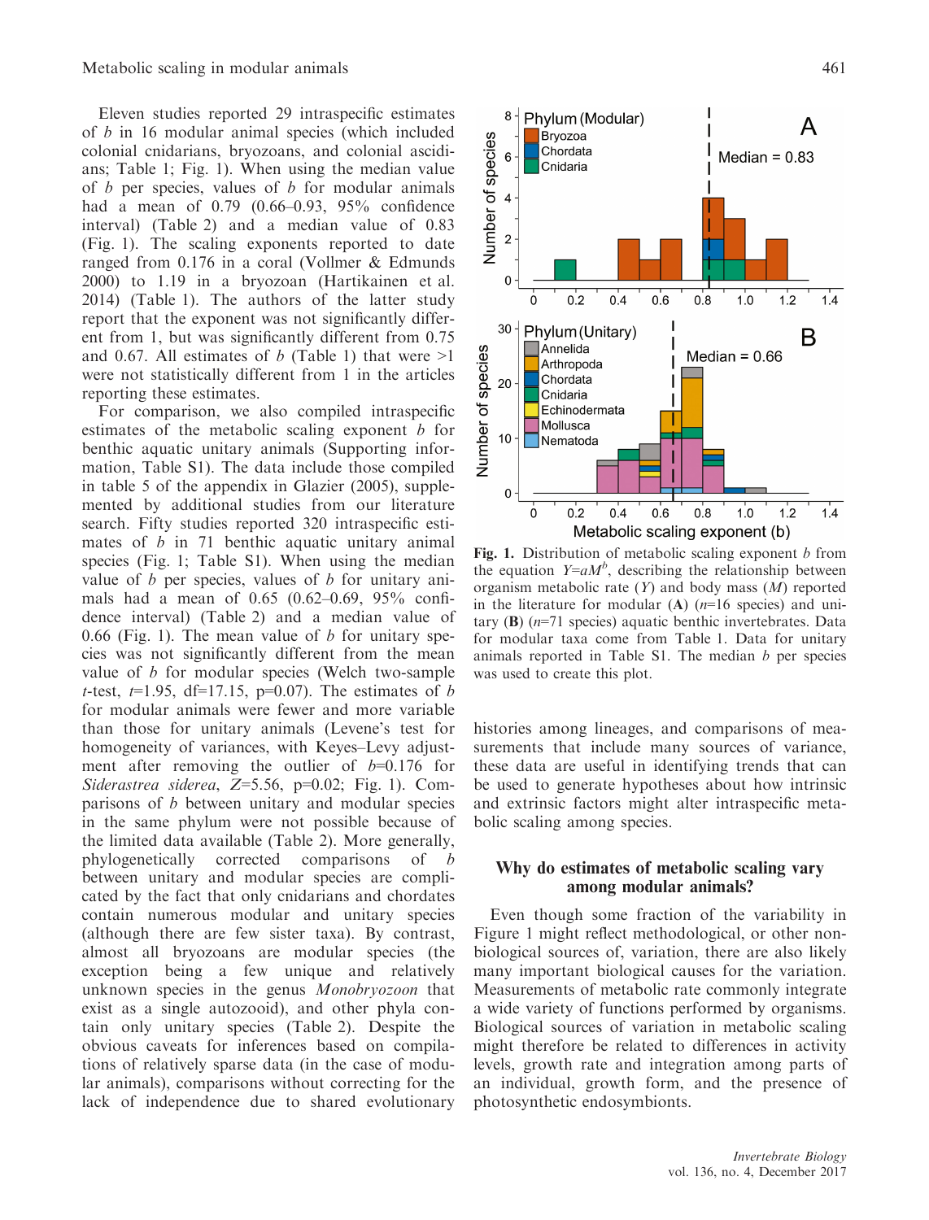Eleven studies reported 29 intraspecific estimates of $b$ in 16 modular animal species (which included colonial cnidarians, bryozoans, and colonial ascidians; Table 1; Fig. 1). When using the median value of $b$ per species, values of $b$ for modular animals had a mean of 0.79 (0.66–0.93, 95% confidence interval) (Table 2) and a median value of 0.83 (Fig. 1). The scaling exponents reported to date ranged from 0.176 in a coral (Vollmer & Edmunds 2000) to 1.19 in a bryozoan (Hartikainen et al. 2014) (Table 1). The authors of the latter study report that the exponent was not significantly different from 1, but was significantly different from 0.75 and 0.67. All estimates of $b$ (Table 1) that were >1 were not statistically different from 1 in the articles reporting these estimates.

For comparison, we also compiled intraspecific estimates of the metabolic scaling exponent $b$ for benthic aquatic unitary animals (Supporting information, Table S1). The data include those compiled in table 5 of the appendix in Glazier (2005), supplemented by additional studies from our literature search. Fifty studies reported 320 intraspecific estimates of $b$ in 71 benthic aquatic unitary animal species (Fig. 1; Table S1). When using the median value of $b$ per species, values of $b$ for unitary animals had a mean of 0.65 (0.62–0.69, 95% confidence interval) (Table 2) and a median value of 0.66 (Fig. 1). The mean value of $b$ for unitary species was not significantly different from the mean value of $b$ for modular species (Welch two-sample $t$-test, $t$=1.95, df=17.15, p=0.07). The estimates of $b$ for modular animals were fewer and more variable than those for unitary animals (Levene's test for homogeneity of variances, with Keyes–Levy adjustment after removing the outlier of $b$=0.176 for *Siderastrea siderea*, $Z$=5.56, p=0.02; Fig. 1). Comparisons of $b$ between unitary and modular species in the same phylum were not possible because of the limited data available (Table 2). More generally, phylogenetically corrected comparisons of $b$ between unitary and modular species are complicated by the fact that only cnidarians and chordates contain numerous modular and unitary species (although there are few sister taxa). By contrast, almost all bryozoans are modular species (the exception being a few unique and relatively unknown species in the genus *Monobryozoon* that exist as a single autozooid), and other phyla contain only unitary species (Table 2). Despite the obvious caveats for inferences based on compilations of relatively sparse data (in the case of modular animals), comparisons without correcting for the lack of independence due to shared evolutionary histories among lineages, and comparisons of measurements that include many sources of variance, these data are useful in identifying trends that can be used to generate hypotheses about how intrinsic and extrinsic factors might alter intraspecific metabolic scaling among species.

**Fig. 1.** Distribution of metabolic scaling exponent $b$ from the equation $Y=aM^b$, describing the relationship between organism metabolic rate ($Y$) and body mass ($M$) reported in the literature for modular (**A**) ($n$=16 species) and unitary (**B**) ($n$=71 species) aquatic benthic invertebrates. Data for modular taxa come from Table 1. Data for unitary animals reported in Table S1. The median $b$ per species was used to create this plot.

## Why do estimates of metabolic scaling vary among modular animals?

Even though some fraction of the variability in Figure 1 might reflect methodological, or other non-biological sources of, variation, there are also likely many important biological causes for the variation. Measurements of metabolic rate commonly integrate a wide variety of functions performed by organisms. Biological sources of variation in metabolic scaling might therefore be related to differences in activity levels, growth rate and integration among parts of an individual, growth form, and the presence of photosynthetic endosymbionts.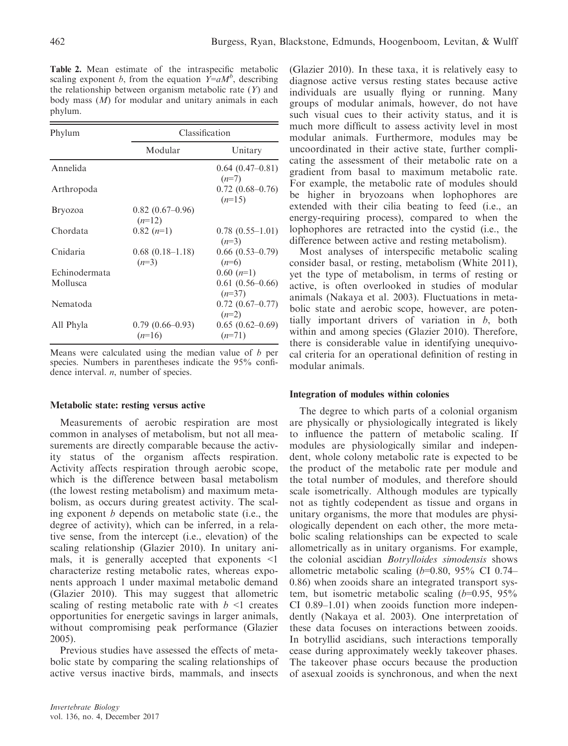**Table 2.** Mean estimate of the intraspecific metabolic scaling exponent *b*, from the equation $Y=aM^b$, describing the relationship between organism metabolic rate ($Y$) and body mass ($M$) for modular and unitary animals in each phylum.

| Phylum | Classification | |
|---|---|---|
| | Modular | Unitary |
| Annelida | | 0.64 (0.47–0.81) ($n$=7) |
| Arthropoda | | 0.72 (0.68–0.76) ($n$=15) |
| Bryozoa | 0.82 (0.67–0.96) ($n$=12) | |
| Chordata | 0.82 ($n$=1) | 0.78 (0.55–1.01) ($n$=3) |
| Cnidaria | 0.68 (0.18–1.18) ($n$=3) | 0.66 (0.53–0.79) ($n$=6) |
| Echinodermata | | 0.60 ($n$=1) |
| Mollusca | | 0.61 (0.56–0.66) ($n$=37) |
| Nematoda | | 0.72 (0.67–0.77) ($n$=2) |
| All Phyla | 0.79 (0.66–0.93) ($n$=16) | 0.65 (0.62–0.69) ($n$=71) |

Means were calculated using the median value of *b* per species. Numbers in parentheses indicate the 95% confidence interval. *n*, number of species.

### Metabolic state: resting versus active

Measurements of aerobic respiration are most common in analyses of metabolism, but not all measurements are directly comparable because the activity status of the organism affects respiration. Activity affects respiration through aerobic scope, which is the difference between basal metabolism (the lowest resting metabolism) and maximum metabolism, as occurs during greatest activity. The scaling exponent *b* depends on metabolic state (i.e., the degree of activity), which can be inferred, in a relative sense, from the intercept (i.e., elevation) of the scaling relationship (Glazier 2010). In unitary animals, it is generally accepted that exponents <1 characterize resting metabolic rates, whereas exponents approach 1 under maximal metabolic demand (Glazier 2010). This may suggest that allometric scaling of resting metabolic rate with $b$ <1 creates opportunities for energetic savings in larger animals, without compromising peak performance (Glazier 2005).

Previous studies have assessed the effects of metabolic state by comparing the scaling relationships of active versus inactive birds, mammals, and insects (Glazier 2010). In these taxa, it is relatively easy to diagnose active versus resting states because active individuals are usually flying or running. Many groups of modular animals, however, do not have such visual cues to their activity status, and it is much more difficult to assess activity level in most modular animals. Furthermore, modules may be uncoordinated in their active state, further complicating the assessment of their metabolic rate on a gradient from basal to maximum metabolic rate. For example, the metabolic rate of modules should be higher in bryozoans when lophophores are extended with their cilia beating to feed (i.e., an energy-requiring process), compared to when the lophophores are retracted into the cystid (i.e., the difference between active and resting metabolism).

Most analyses of interspecific metabolic scaling consider basal, or resting, metabolism (White 2011), yet the type of metabolism, in terms of resting or active, is often overlooked in studies of modular animals (Nakaya et al. 2003). Fluctuations in metabolic state and aerobic scope, however, are potentially important drivers of variation in *b*, both within and among species (Glazier 2010). Therefore, there is considerable value in identifying unequivocal criteria for an operational definition of resting in modular animals.

### Integration of modules within colonies

The degree to which parts of a colonial organism are physically or physiologically integrated is likely to influence the pattern of metabolic scaling. If modules are physiologically similar and independent, whole colony metabolic rate is expected to be the product of the metabolic rate per module and the total number of modules, and therefore should scale isometrically. Although modules are typically not as tightly codependent as tissue and organs in unitary organisms, the more that modules are physiologically dependent on each other, the more metabolic scaling relationships can be expected to scale allometrically as in unitary organisms. For example, the colonial ascidian *Botrylloides simodensis* shows allometric metabolic scaling ($b$=0.80, 95% CI 0.74–0.86) when zooids share an integrated transport system, but isometric metabolic scaling ($b$=0.95, 95% CI 0.89–1.01) when zooids function more independently (Nakaya et al. 2003). One interpretation of these data focuses on interactions between zooids. In botryllid ascidians, such interactions temporally cease during approximately weekly takeover phases. The takeover phase occurs because the production of asexual zooids is synchronous, and when the next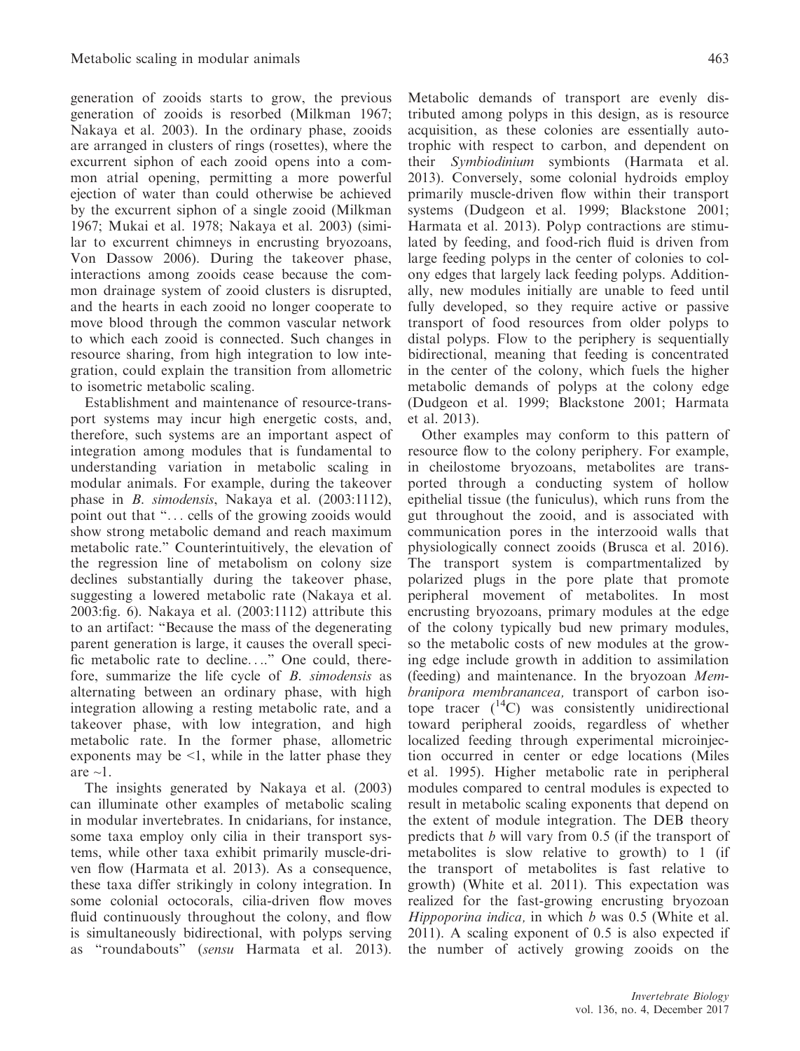generation of zooids starts to grow, the previous generation of zooids is resorbed (Milkman 1967; Nakaya et al. 2003). In the ordinary phase, zooids are arranged in clusters of rings (rosettes), where the excurrent siphon of each zooid opens into a common atrial opening, permitting a more powerful ejection of water than could otherwise be achieved by the excurrent siphon of a single zooid (Milkman 1967; Mukai et al. 1978; Nakaya et al. 2003) (similar to excurrent chimneys in encrusting bryozoans, Von Dassow 2006). During the takeover phase, interactions among zooids cease because the common drainage system of zooid clusters is disrupted, and the hearts in each zooid no longer cooperate to move blood through the common vascular network to which each zooid is connected. Such changes in resource sharing, from high integration to low integration, could explain the transition from allometric to isometric metabolic scaling.

Establishment and maintenance of resource-transport systems may incur high energetic costs, and, therefore, such systems are an important aspect of integration among modules that is fundamental to understanding variation in metabolic scaling in modular animals. For example, during the takeover phase in *B. simodensis*, Nakaya et al. (2003:1112), point out that "... cells of the growing zooids would show strong metabolic demand and reach maximum metabolic rate." Counterintuitively, the elevation of the regression line of metabolism on colony size declines substantially during the takeover phase, suggesting a lowered metabolic rate (Nakaya et al. 2003:fig. 6). Nakaya et al. (2003:1112) attribute this to an artifact: "Because the mass of the degenerating parent generation is large, it causes the overall specific metabolic rate to decline...." One could, therefore, summarize the life cycle of *B. simodensis* as alternating between an ordinary phase, with high integration allowing a resting metabolic rate, and a takeover phase, with low integration, and high metabolic rate. In the former phase, allometric exponents may be $<1$, while in the latter phase they are $\sim 1$.

The insights generated by Nakaya et al. (2003) can illuminate other examples of metabolic scaling in modular invertebrates. In cnidarians, for instance, some taxa employ only cilia in their transport systems, while other taxa exhibit primarily muscle-driven flow (Harmata et al. 2013). As a consequence, these taxa differ strikingly in colony integration. In some colonial octocorals, cilia-driven flow moves fluid continuously throughout the colony, and flow is simultaneously bidirectional, with polyps serving as "roundabouts" (*sensu* Harmata et al. 2013). Metabolic demands of transport are evenly distributed among polyps in this design, as is resource acquisition, as these colonies are essentially autotrophic with respect to carbon, and dependent on their *Symbiodinium* symbionts (Harmata et al. 2013). Conversely, some colonial hydroids employ primarily muscle-driven flow within their transport systems (Dudgeon et al. 1999; Blackstone 2001; Harmata et al. 2013). Polyp contractions are stimulated by feeding, and food-rich fluid is driven from large feeding polyps in the center of colonies to colony edges that largely lack feeding polyps. Additionally, new modules initially are unable to feed until fully developed, so they require active or passive transport of food resources from older polyps to distal polyps. Flow to the periphery is sequentially bidirectional, meaning that feeding is concentrated in the center of the colony, which fuels the higher metabolic demands of polyps at the colony edge (Dudgeon et al. 1999; Blackstone 2001; Harmata et al. 2013).

Other examples may conform to this pattern of resource flow to the colony periphery. For example, in cheilostome bryozoans, metabolites are transported through a conducting system of hollow epithelial tissue (the funiculus), which runs from the gut throughout the zooid, and is associated with communication pores in the interzooid walls that physiologically connect zooids (Brusca et al. 2016). The transport system is compartmentalized by polarized plugs in the pore plate that promote peripheral movement of metabolites. In most encrusting bryozoans, primary modules at the edge of the colony typically bud new primary modules, so the metabolic costs of new modules at the growing edge include growth in addition to assimilation (feeding) and maintenance. In the bryozoan *Membranipora membranancea,* transport of carbon isotope tracer ($^{14}C$) was consistently unidirectional toward peripheral zooids, regardless of whether localized feeding through experimental microinjection occurred in center or edge locations (Miles et al. 1995). Higher metabolic rate in peripheral modules compared to central modules is expected to result in metabolic scaling exponents that depend on the extent of module integration. The DEB theory predicts that $b$ will vary from 0.5 (if the transport of metabolites is slow relative to growth) to 1 (if the transport of metabolites is fast relative to growth) (White et al. 2011). This expectation was realized for the fast-growing encrusting bryozoan *Hippoporina indica,* in which $b$ was 0.5 (White et al. 2011). A scaling exponent of 0.5 is also expected if the number of actively growing zooids on the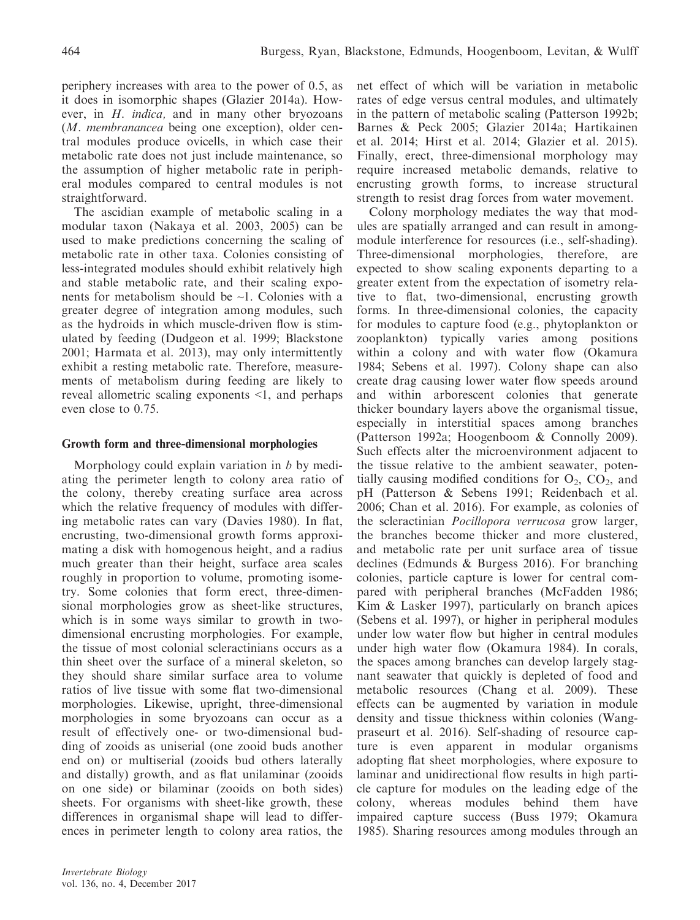periphery increases with area to the power of 0.5, as it does in isomorphic shapes (Glazier 2014a). However, in *H. indica,* and in many other bryozoans (*M. membranancea* being one exception), older central modules produce ovicells, in which case their metabolic rate does not just include maintenance, so the assumption of higher metabolic rate in peripheral modules compared to central modules is not straightforward.

The ascidian example of metabolic scaling in a modular taxon (Nakaya et al. 2003, 2005) can be used to make predictions concerning the scaling of metabolic rate in other taxa. Colonies consisting of less-integrated modules should exhibit relatively high and stable metabolic rate, and their scaling exponents for metabolism should be ~1. Colonies with a greater degree of integration among modules, such as the hydroids in which muscle-driven flow is stimulated by feeding (Dudgeon et al. 1999; Blackstone 2001; Harmata et al. 2013), may only intermittently exhibit a resting metabolic rate. Therefore, measurements of metabolism during feeding are likely to reveal allometric scaling exponents <1, and perhaps even close to 0.75.

## Growth form and three-dimensional morphologies

Morphology could explain variation in *b* by mediating the perimeter length to colony area ratio of the colony, thereby creating surface area across which the relative frequency of modules with differing metabolic rates can vary (Davies 1980). In flat, encrusting, two-dimensional growth forms approximating a disk with homogenous height, and a radius much greater than their height, surface area scales roughly in proportion to volume, promoting isometry. Some colonies that form erect, three-dimensional morphologies grow as sheet-like structures, which is in some ways similar to growth in two-dimensional encrusting morphologies. For example, the tissue of most colonial scleractinians occurs as a thin sheet over the surface of a mineral skeleton, so they should share similar surface area to volume ratios of live tissue with some flat two-dimensional morphologies. Likewise, upright, three-dimensional morphologies in some bryozoans can occur as a result of effectively one- or two-dimensional budding of zooids as uniserial (one zooid buds another end on) or multiserial (zooids bud others laterally and distally) growth, and as flat unilaminar (zooids on one side) or bilaminar (zooids on both sides) sheets. For organisms with sheet-like growth, these differences in organismal shape will lead to differences in perimeter length to colony area ratios, the net effect of which will be variation in metabolic rates of edge versus central modules, and ultimately in the pattern of metabolic scaling (Patterson 1992b; Barnes & Peck 2005; Glazier 2014a; Hartikainen et al. 2014; Hirst et al. 2014; Glazier et al. 2015). Finally, erect, three-dimensional morphology may require increased metabolic demands, relative to encrusting growth forms, to increase structural strength to resist drag forces from water movement.

Colony morphology mediates the way that modules are spatially arranged and can result in among-module interference for resources (i.e., self-shading). Three-dimensional morphologies, therefore, are expected to show scaling exponents departing to a greater extent from the expectation of isometry relative to flat, two-dimensional, encrusting growth forms. In three-dimensional colonies, the capacity for modules to capture food (e.g., phytoplankton or zooplankton) typically varies among positions within a colony and with water flow (Okamura 1984; Sebens et al. 1997). Colony shape can also create drag causing lower water flow speeds around and within arborescent colonies that generate thicker boundary layers above the organismal tissue, especially in interstitial spaces among branches (Patterson 1992a; Hoogenboom & Connolly 2009). Such effects alter the microenvironment adjacent to the tissue relative to the ambient seawater, potentially causing modified conditions for $O_2$, $CO_2$, and pH (Patterson & Sebens 1991; Reidenbach et al. 2006; Chan et al. 2016). For example, as colonies of the scleractinian *Pocillopora verrucosa* grow larger, the branches become thicker and more clustered, and metabolic rate per unit surface area of tissue declines (Edmunds & Burgess 2016). For branching colonies, particle capture is lower for central compared with peripheral branches (McFadden 1986; Kim & Lasker 1997), particularly on branch apices (Sebens et al. 1997), or higher in peripheral modules under low water flow but higher in central modules under high water flow (Okamura 1984). In corals, the spaces among branches can develop largely stagnant seawater that quickly is depleted of food and metabolic resources (Chang et al. 2009). These effects can be augmented by variation in module density and tissue thickness within colonies (Wangpraseurt et al. 2016). Self-shading of resource capture is even apparent in modular organisms adopting flat sheet morphologies, where exposure to laminar and unidirectional flow results in high particle capture for modules on the leading edge of the colony, whereas modules behind them have impaired capture success (Buss 1979; Okamura 1985). Sharing resources among modules through an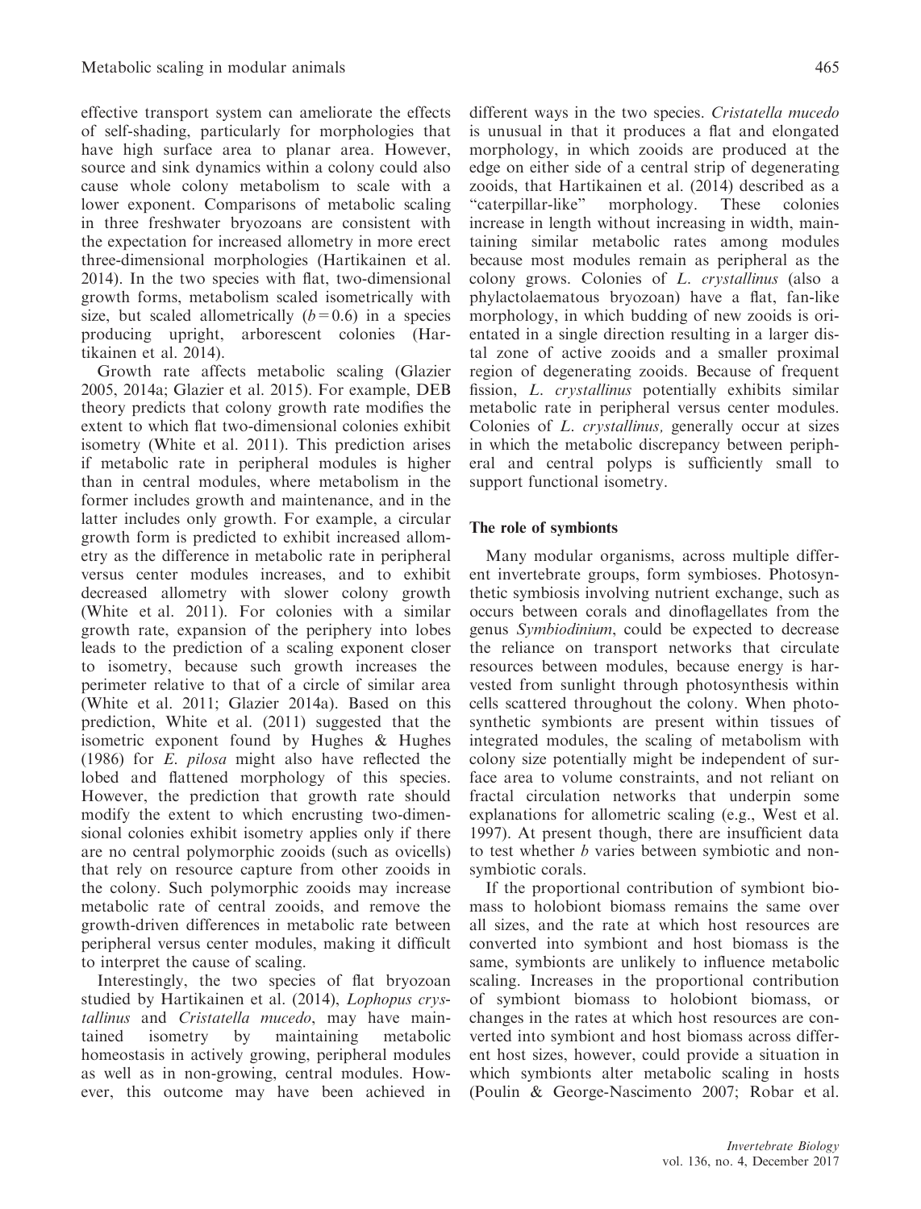effective transport system can ameliorate the effects of self-shading, particularly for morphologies that have high surface area to planar area. However, source and sink dynamics within a colony could also cause whole colony metabolism to scale with a lower exponent. Comparisons of metabolic scaling in three freshwater bryozoans are consistent with the expectation for increased allometry in more erect three-dimensional morphologies (Hartikainen et al. 2014). In the two species with flat, two-dimensional growth forms, metabolism scaled isometrically with size, but scaled allometrically ($b = 0.6$) in a species producing upright, arborescent colonies (Hartikainen et al. 2014).

Growth rate affects metabolic scaling (Glazier 2005, 2014a; Glazier et al. 2015). For example, DEB theory predicts that colony growth rate modifies the extent to which flat two-dimensional colonies exhibit isometry (White et al. 2011). This prediction arises if metabolic rate in peripheral modules is higher than in central modules, where metabolism in the former includes growth and maintenance, and in the latter includes only growth. For example, a circular growth form is predicted to exhibit increased allometry as the difference in metabolic rate in peripheral versus center modules increases, and to exhibit decreased allometry with slower colony growth (White et al. 2011). For colonies with a similar growth rate, expansion of the periphery into lobes leads to the prediction of a scaling exponent closer to isometry, because such growth increases the perimeter relative to that of a circle of similar area (White et al. 2011; Glazier 2014a). Based on this prediction, White et al. (2011) suggested that the isometric exponent found by Hughes & Hughes (1986) for *E. pilosa* might also have reflected the lobed and flattened morphology of this species. However, the prediction that growth rate should modify the extent to which encrusting two-dimensional colonies exhibit isometry applies only if there are no central polymorphic zooids (such as ovicells) that rely on resource capture from other zooids in the colony. Such polymorphic zooids may increase metabolic rate of central zooids, and remove the growth-driven differences in metabolic rate between peripheral versus center modules, making it difficult to interpret the cause of scaling.

Interestingly, the two species of flat bryozoan studied by Hartikainen et al. (2014), *Lophopus crystallinus* and *Cristatella mucedo*, may have maintained isometry by maintaining metabolic homeostasis in actively growing, peripheral modules as well as in non-growing, central modules. However, this outcome may have been achieved in different ways in the two species. *Cristatella mucedo* is unusual in that it produces a flat and elongated morphology, in which zooids are produced at the edge on either side of a central strip of degenerating zooids, that Hartikainen et al. (2014) described as a "caterpillar-like" morphology. These colonies increase in length without increasing in width, maintaining similar metabolic rates among modules because most modules remain as peripheral as the colony grows. Colonies of *L. crystallinus* (also a phylactolaematous bryozoan) have a flat, fan-like morphology, in which budding of new zooids is orientated in a single direction resulting in a larger distal zone of active zooids and a smaller proximal region of degenerating zooids. Because of frequent fission, *L. crystallinus* potentially exhibits similar metabolic rate in peripheral versus center modules. Colonies of *L. crystallinus,* generally occur at sizes in which the metabolic discrepancy between peripheral and central polyps is sufficiently small to support functional isometry.

### The role of symbionts

Many modular organisms, across multiple different invertebrate groups, form symbioses. Photosynthetic symbiosis involving nutrient exchange, such as occurs between corals and dinoflagellates from the genus *Symbiodinium*, could be expected to decrease the reliance on transport networks that circulate resources between modules, because energy is harvested from sunlight through photosynthesis within cells scattered throughout the colony. When photosynthetic symbionts are present within tissues of integrated modules, the scaling of metabolism with colony size potentially might be independent of surface area to volume constraints, and not reliant on fractal circulation networks that underpin some explanations for allometric scaling (e.g., West et al. 1997). At present though, there are insufficient data to test whether $b$ varies between symbiotic and non-symbiotic corals.

If the proportional contribution of symbiont biomass to holobiont biomass remains the same over all sizes, and the rate at which host resources are converted into symbiont and host biomass is the same, symbionts are unlikely to influence metabolic scaling. Increases in the proportional contribution of symbiont biomass to holobiont biomass, or changes in the rates at which host resources are converted into symbiont and host biomass across different host sizes, however, could provide a situation in which symbionts alter metabolic scaling in hosts (Poulin & George-Nascimento 2007; Robar et al.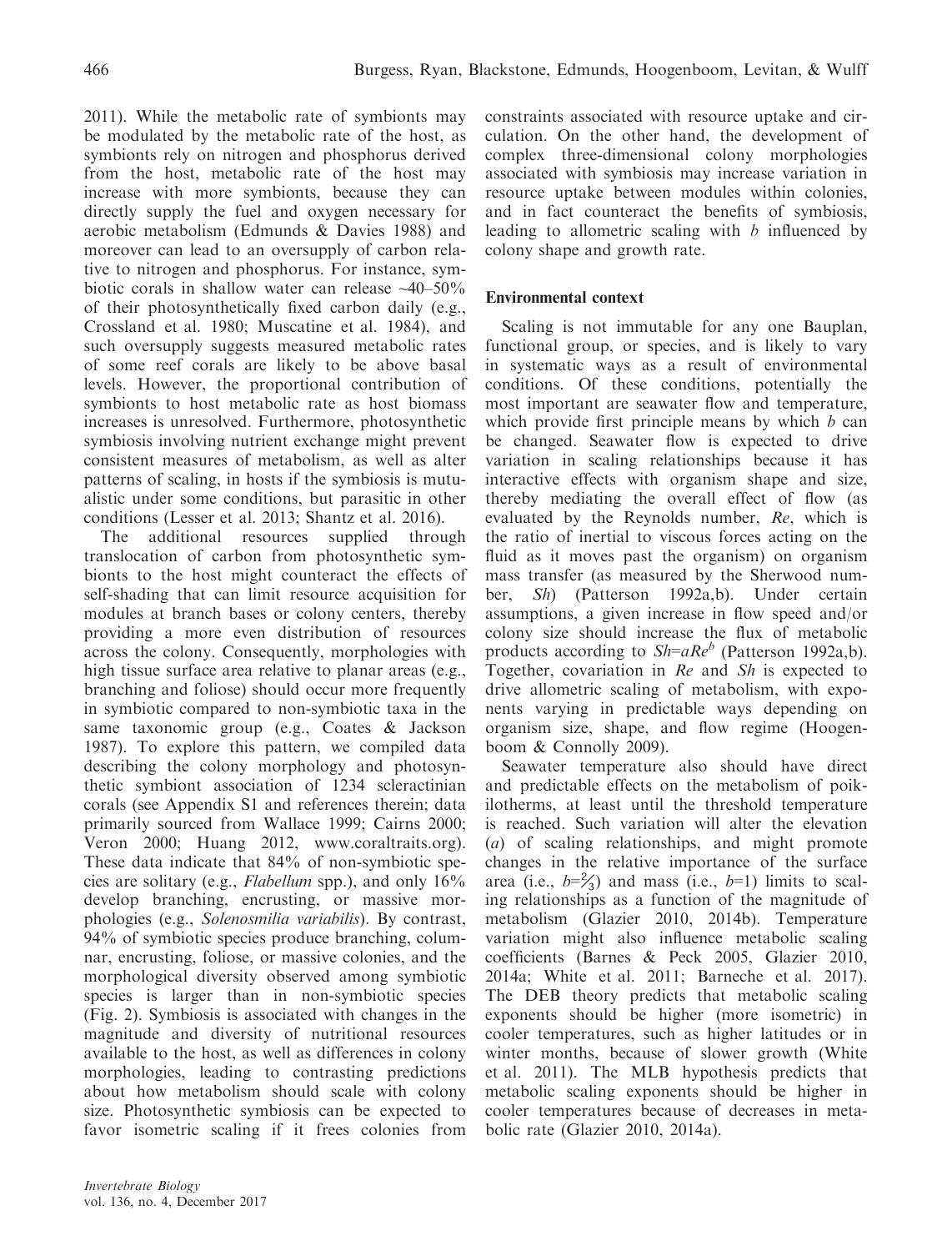2011). While the metabolic rate of symbionts may be modulated by the metabolic rate of the host, as symbionts rely on nitrogen and phosphorus derived from the host, metabolic rate of the host may increase with more symbionts, because they can directly supply the fuel and oxygen necessary for aerobic metabolism (Edmunds & Davies 1988) and moreover can lead to an oversupply of carbon relative to nitrogen and phosphorus. For instance, symbiotic corals in shallow water can release ~40–50% of their photosynthetically fixed carbon daily (e.g., Crossland et al. 1980; Muscatine et al. 1984), and such oversupply suggests measured metabolic rates of some reef corals are likely to be above basal levels. However, the proportional contribution of symbionts to host metabolic rate as host biomass increases is unresolved. Furthermore, photosynthetic symbiosis involving nutrient exchange might prevent consistent measures of metabolism, as well as alter patterns of scaling, in hosts if the symbiosis is mutualistic under some conditions, but parasitic in other conditions (Lesser et al. 2013; Shantz et al. 2016).

The additional resources supplied through translocation of carbon from photosynthetic symbionts to the host might counteract the effects of self-shading that can limit resource acquisition for modules at branch bases or colony centers, thereby providing a more even distribution of resources across the colony. Consequently, morphologies with high tissue surface area relative to planar areas (e.g., branching and foliose) should occur more frequently in symbiotic compared to non-symbiotic taxa in the same taxonomic group (e.g., Coates & Jackson 1987). To explore this pattern, we compiled data describing the colony morphology and photosynthetic symbiont association of 1234 scleractinian corals (see Appendix S1 and references therein; data primarily sourced from Wallace 1999; Cairns 2000; Veron 2000; Huang 2012, www.coraltraits.org). These data indicate that 84% of non-symbiotic species are solitary (e.g., *Flabellum* spp.), and only 16% develop branching, encrusting, or massive morphologies (e.g., *Solenosmilia variabilis*). By contrast, 94% of symbiotic species produce branching, columnar, encrusting, foliose, or massive colonies, and the morphological diversity observed among symbiotic species is larger than in non-symbiotic species (Fig. 2). Symbiosis is associated with changes in the magnitude and diversity of nutritional resources available to the host, as well as differences in colony morphologies, leading to contrasting predictions about how metabolism should scale with colony size. Photosynthetic symbiosis can be expected to favor isometric scaling if it frees colonies from constraints associated with resource uptake and circulation. On the other hand, the development of complex three-dimensional colony morphologies associated with symbiosis may increase variation in resource uptake between modules within colonies, and in fact counteract the benefits of symbiosis, leading to allometric scaling with $b$ influenced by colony shape and growth rate.

## Environmental context

Scaling is not immutable for any one Bauplan, functional group, or species, and is likely to vary in systematic ways as a result of environmental conditions. Of these conditions, potentially the most important are seawater flow and temperature, which provide first principle means by which $b$ can be changed. Seawater flow is expected to drive variation in scaling relationships because it has interactive effects with organism shape and size, thereby mediating the overall effect of flow (as evaluated by the Reynolds number, $Re$, which is the ratio of inertial to viscous forces acting on the fluid as it moves past the organism) on organism mass transfer (as measured by the Sherwood number, $Sh$) (Patterson 1992a,b). Under certain assumptions, a given increase in flow speed and/or colony size should increase the flux of metabolic products according to $Sh=aRe^b$ (Patterson 1992a,b). Together, covariation in $Re$ and $Sh$ is expected to drive allometric scaling of metabolism, with exponents varying in predictable ways depending on organism size, shape, and flow regime (Hoogenboom & Connolly 2009).

Seawater temperature also should have direct and predictable effects on the metabolism of poikilotherms, at least until the threshold temperature is reached. Such variation will alter the elevation ($a$) of scaling relationships, and might promote changes in the relative importance of the surface area (i.e., $b=\frac{2}{3}$) and mass (i.e., $b=1$) limits to scaling relationships as a function of the magnitude of metabolism (Glazier 2010, 2014b). Temperature variation might also influence metabolic scaling coefficients (Barnes & Peck 2005, Glazier 2010, 2014a; White et al. 2011; Barneche et al. 2017). The DEB theory predicts that metabolic scaling exponents should be higher (more isometric) in cooler temperatures, such as higher latitudes or in winter months, because of slower growth (White et al. 2011). The MLB hypothesis predicts that metabolic scaling exponents should be higher in cooler temperatures because of decreases in metabolic rate (Glazier 2010, 2014a).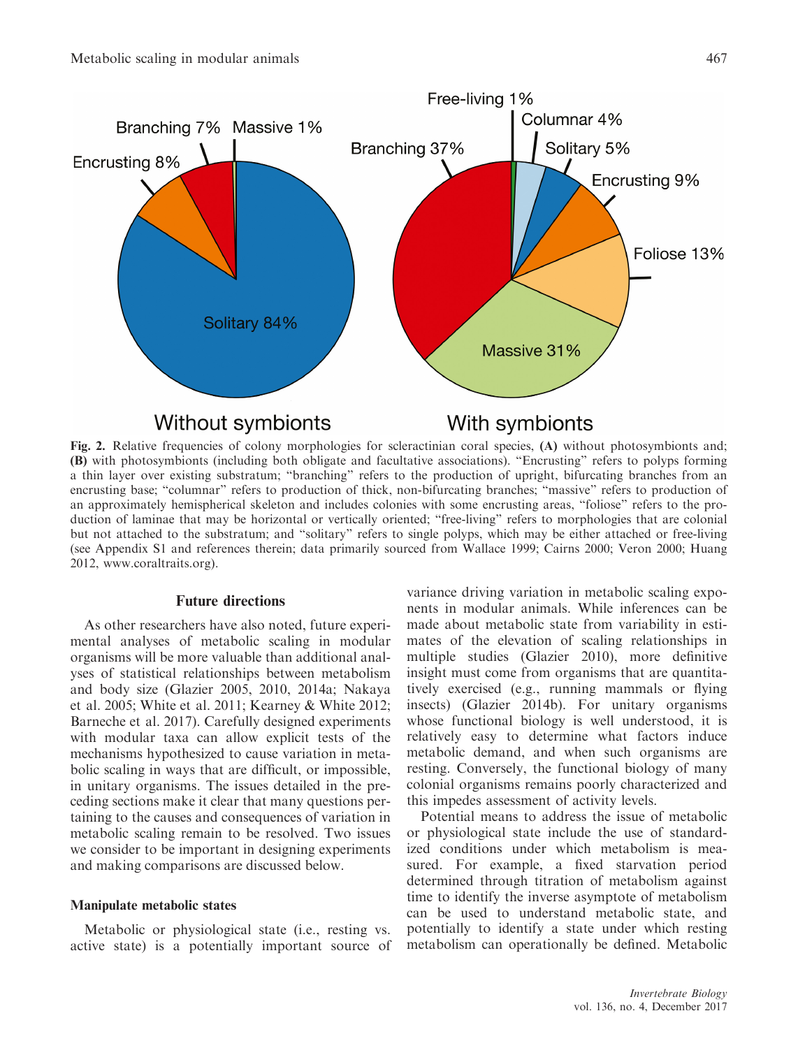Fig. 2. Relative frequencies of colony morphologies for scleractinian coral species, **(A)** without photosymbionts and; **(B)** with photosymbionts (including both obligate and facultative associations). "Encrusting" refers to polyps forming a thin layer over existing substratum; "branching" refers to the production of upright, bifurcating branches from an encrusting base; "columnar" refers to production of thick, non-bifurcating branches; "massive" refers to production of an approximately hemispherical skeleton and includes colonies with some encrusting areas, "foliose" refers to the production of laminae that may be horizontal or vertically oriented; "free-living" refers to morphologies that are colonial but not attached to the substratum; and "solitary" refers to single polyps, which may be either attached or free-living (see Appendix S1 and references therein; data primarily sourced from Wallace 1999; Cairns 2000; Veron 2000; Huang 2012, www.coraltraits.org).

## Future directions

As other researchers have also noted, future experimental analyses of metabolic scaling in modular organisms will be more valuable than additional analyses of statistical relationships between metabolism and body size (Glazier 2005, 2010, 2014a; Nakaya et al. 2005; White et al. 2011; Kearney & White 2012; Barneche et al. 2017). Carefully designed experiments with modular taxa can allow explicit tests of the mechanisms hypothesized to cause variation in metabolic scaling in ways that are difficult, or impossible, in unitary organisms. The issues detailed in the preceding sections make it clear that many questions pertaining to the causes and consequences of variation in metabolic scaling remain to be resolved. Two issues we consider to be important in designing experiments and making comparisons are discussed below.

### Manipulate metabolic states

Metabolic or physiological state (i.e., resting vs. active state) is a potentially important source of variance driving variation in metabolic scaling exponents in modular animals. While inferences can be made about metabolic state from variability in estimates of the elevation of scaling relationships in multiple studies (Glazier 2010), more definitive insight must come from organisms that are quantitatively exercised (e.g., running mammals or flying insects) (Glazier 2014b). For unitary organisms whose functional biology is well understood, it is relatively easy to determine what factors induce metabolic demand, and when such organisms are resting. Conversely, the functional biology of many colonial organisms remains poorly characterized and this impedes assessment of activity levels.

Potential means to address the issue of metabolic or physiological state include the use of standardized conditions under which metabolism is measured. For example, a fixed starvation period determined through titration of metabolism against time to identify the inverse asymptote of metabolism can be used to understand metabolic state, and potentially to identify a state under which resting metabolism can operationally be defined. Metabolic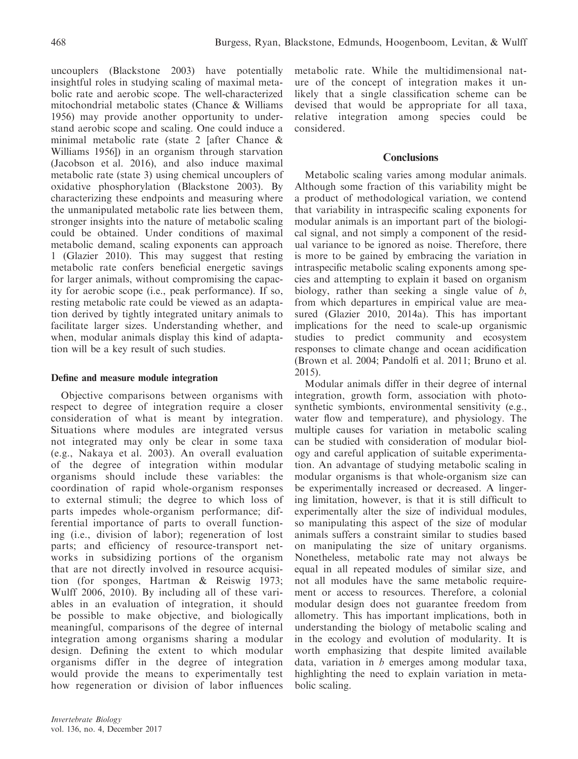uncouplers (Blackstone 2003) have potentially insightful roles in studying scaling of maximal metabolic rate and aerobic scope. The well-characterized mitochondrial metabolic states (Chance & Williams 1956) may provide another opportunity to understand aerobic scope and scaling. One could induce a minimal metabolic rate (state 2 [after Chance & Williams 1956]) in an organism through starvation (Jacobson et al. 2016), and also induce maximal metabolic rate (state 3) using chemical uncouplers of oxidative phosphorylation (Blackstone 2003). By characterizing these endpoints and measuring where the unmanipulated metabolic rate lies between them, stronger insights into the nature of metabolic scaling could be obtained. Under conditions of maximal metabolic demand, scaling exponents can approach 1 (Glazier 2010). This may suggest that resting metabolic rate confers beneficial energetic savings for larger animals, without compromising the capacity for aerobic scope (i.e., peak performance). If so, resting metabolic rate could be viewed as an adaptation derived by tightly integrated unitary animals to facilitate larger sizes. Understanding whether, and when, modular animals display this kind of adaptation will be a key result of such studies.

### Define and measure module integration

Objective comparisons between organisms with respect to degree of integration require a closer consideration of what is meant by integration. Situations where modules are integrated versus not integrated may only be clear in some taxa (e.g., Nakaya et al. 2003). An overall evaluation of the degree of integration within modular organisms should include these variables: the coordination of rapid whole-organism responses to external stimuli; the degree to which loss of parts impedes whole-organism performance; differential importance of parts to overall functioning (i.e., division of labor); regeneration of lost parts; and efficiency of resource-transport networks in subsidizing portions of the organism that are not directly involved in resource acquisition (for sponges, Hartman & Reiswig 1973; Wulff 2006, 2010). By including all of these variables in an evaluation of integration, it should be possible to make objective, and biologically meaningful, comparisons of the degree of internal integration among organisms sharing a modular design. Defining the extent to which modular organisms differ in the degree of integration would provide the means to experimentally test how regeneration or division of labor influences metabolic rate. While the multidimensional nature of the concept of integration makes it unlikely that a single classification scheme can be devised that would be appropriate for all taxa, relative integration among species could be considered.

## Conclusions

Metabolic scaling varies among modular animals. Although some fraction of this variability might be a product of methodological variation, we contend that variability in intraspecific scaling exponents for modular animals is an important part of the biological signal, and not simply a component of the residual variance to be ignored as noise. Therefore, there is more to be gained by embracing the variation in intraspecific metabolic scaling exponents among species and attempting to explain it based on organism biology, rather than seeking a single value of $b$, from which departures in empirical value are measured (Glazier 2010, 2014a). This has important implications for the need to scale-up organismic studies to predict community and ecosystem responses to climate change and ocean acidification (Brown et al. 2004; Pandolfi et al. 2011; Bruno et al. 2015).

Modular animals differ in their degree of internal integration, growth form, association with photosynthetic symbionts, environmental sensitivity (e.g., water flow and temperature), and physiology. The multiple causes for variation in metabolic scaling can be studied with consideration of modular biology and careful application of suitable experimentation. An advantage of studying metabolic scaling in modular organisms is that whole-organism size can be experimentally increased or decreased. A lingering limitation, however, is that it is still difficult to experimentally alter the size of individual modules, so manipulating this aspect of the size of modular animals suffers a constraint similar to studies based on manipulating the size of unitary organisms. Nonetheless, metabolic rate may not always be equal in all repeated modules of similar size, and not all modules have the same metabolic requirement or access to resources. Therefore, a colonial modular design does not guarantee freedom from allometry. This has important implications, both in understanding the biology of metabolic scaling and in the ecology and evolution of modularity. It is worth emphasizing that despite limited available data, variation in $b$ emerges among modular taxa, highlighting the need to explain variation in metabolic scaling.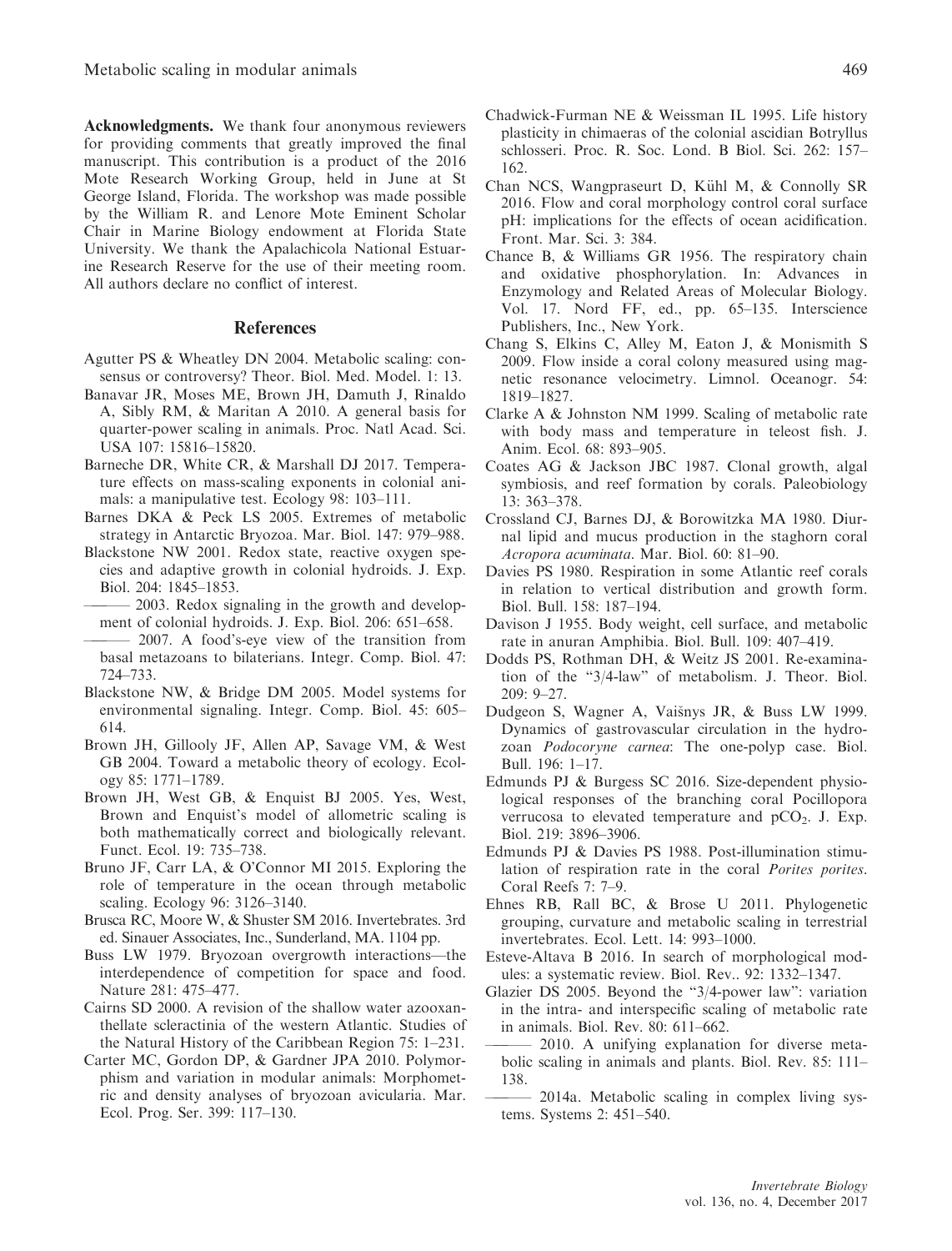**Acknowledgments.** We thank four anonymous reviewers for providing comments that greatly improved the final manuscript. This contribution is a product of the 2016 Mote Research Working Group, held in June at St George Island, Florida. The workshop was made possible by the William R. and Lenore Mote Eminent Scholar Chair in Marine Biology endowment at Florida State University. We thank the Apalachicola National Estuarine Research Reserve for the use of their meeting room. All authors declare no conflict of interest.

## References

Agutter PS & Wheatley DN 2004. Metabolic scaling: consensus or controversy? Theor. Biol. Med. Model. 1: 13.

Banavar JR, Moses ME, Brown JH, Damuth J, Rinaldo A, Sibly RM, & Maritan A 2010. A general basis for quarter-power scaling in animals. Proc. Natl Acad. Sci. USA 107: 15816–15820.

Barneche DR, White CR, & Marshall DJ 2017. Temperature effects on mass-scaling exponents in colonial animals: a manipulative test. Ecology 98: 103–111.

Barnes DKA & Peck LS 2005. Extremes of metabolic strategy in Antarctic Bryozoa. Mar. Biol. 147: 979–988.

Blackstone NW 2001. Redox state, reactive oxygen species and adaptive growth in colonial hydroids. J. Exp. Biol. 204: 1845–1853.

——— 2003. Redox signaling in the growth and development of colonial hydroids. J. Exp. Biol. 206: 651–658.

——— 2007. A food's-eye view of the transition from basal metazoans to bilaterians. Integr. Comp. Biol. 47: 724–733.

Blackstone NW, & Bridge DM 2005. Model systems for environmental signaling. Integr. Comp. Biol. 45: 605–614.

Brown JH, Gillooly JF, Allen AP, Savage VM, & West GB 2004. Toward a metabolic theory of ecology. Ecology 85: 1771–1789.

Brown JH, West GB, & Enquist BJ 2005. Yes, West, Brown and Enquist's model of allometric scaling is both mathematically correct and biologically relevant. Funct. Ecol. 19: 735–738.

Bruno JF, Carr LA, & O'Connor MI 2015. Exploring the role of temperature in the ocean through metabolic scaling. Ecology 96: 3126–3140.

Brusca RC, Moore W, & Shuster SM 2016. Invertebrates. 3rd ed. Sinauer Associates, Inc., Sunderland, MA. 1104 pp.

Buss LW 1979. Bryozoan overgrowth interactions—the interdependence of competition for space and food. Nature 281: 475–477.

Cairns SD 2000. A revision of the shallow water azooxanthellate scleractinia of the western Atlantic. Studies of the Natural History of the Caribbean Region 75: 1–231.

Carter MC, Gordon DP, & Gardner JPA 2010. Polymorphism and variation in modular animals: Morphometric and density analyses of bryozoan avicularia. Mar. Ecol. Prog. Ser. 399: 117–130.

Chadwick-Furman NE & Weissman IL 1995. Life history plasticity in chimaeras of the colonial ascidian Botryllus schlosseri. Proc. R. Soc. Lond. B Biol. Sci. 262: 157–162.

Chan NCS, Wangpraseurt D, Kühl M, & Connolly SR 2016. Flow and coral morphology control coral surface pH: implications for the effects of ocean acidification. Front. Mar. Sci. 3: 384.

Chance B, & Williams GR 1956. The respiratory chain and oxidative phosphorylation. In: Advances in Enzymology and Related Areas of Molecular Biology. Vol. 17. Nord FF, ed., pp. 65–135. Interscience Publishers, Inc., New York.

Chang S, Elkins C, Alley M, Eaton J, & Monismith S 2009. Flow inside a coral colony measured using magnetic resonance velocimetry. Limnol. Oceanogr. 54: 1819–1827.

Clarke A & Johnston NM 1999. Scaling of metabolic rate with body mass and temperature in teleost fish. J. Anim. Ecol. 68: 893–905.

Coates AG & Jackson JBC 1987. Clonal growth, algal symbiosis, and reef formation by corals. Paleobiology 13: 363–378.

Crossland CJ, Barnes DJ, & Borowitzka MA 1980. Diurnal lipid and mucus production in the staghorn coral *Acropora acuminata*. Mar. Biol. 60: 81–90.

Davies PS 1980. Respiration in some Atlantic reef corals in relation to vertical distribution and growth form. Biol. Bull. 158: 187–194.

Davison J 1955. Body weight, cell surface, and metabolic rate in anuran Amphibia. Biol. Bull. 109: 407–419.

Dodds PS, Rothman DH, & Weitz JS 2001. Re-examination of the "3/4-law" of metabolism. J. Theor. Biol. 209: 9–27.

Dudgeon S, Wagner A, Vaišnys JR, & Buss LW 1999. Dynamics of gastrovascular circulation in the hydrozoan *Podocoryne carnea*: The one-polyp case. Biol. Bull. 196: 1–17.

Edmunds PJ & Burgess SC 2016. Size-dependent physiological responses of the branching coral Pocillopora verrucosa to elevated temperature and $pCO_2$. J. Exp. Biol. 219: 3896–3906.

Edmunds PJ & Davies PS 1988. Post-illumination stimulation of respiration rate in the coral *Porites porites*. Coral Reefs 7: 7–9.

Ehnes RB, Rall BC, & Brose U 2011. Phylogenetic grouping, curvature and metabolic scaling in terrestrial invertebrates. Ecol. Lett. 14: 993–1000.

Esteve-Altava B 2016. In search of morphological modules: a systematic review. Biol. Rev.. 92: 1332–1347.

Glazier DS 2005. Beyond the "3/4-power law": variation in the intra- and interspecific scaling of metabolic rate in animals. Biol. Rev. 80: 611–662.

——— 2010. A unifying explanation for diverse metabolic scaling in animals and plants. Biol. Rev. 85: 111–138.

——— 2014a. Metabolic scaling in complex living systems. Systems 2: 451–540.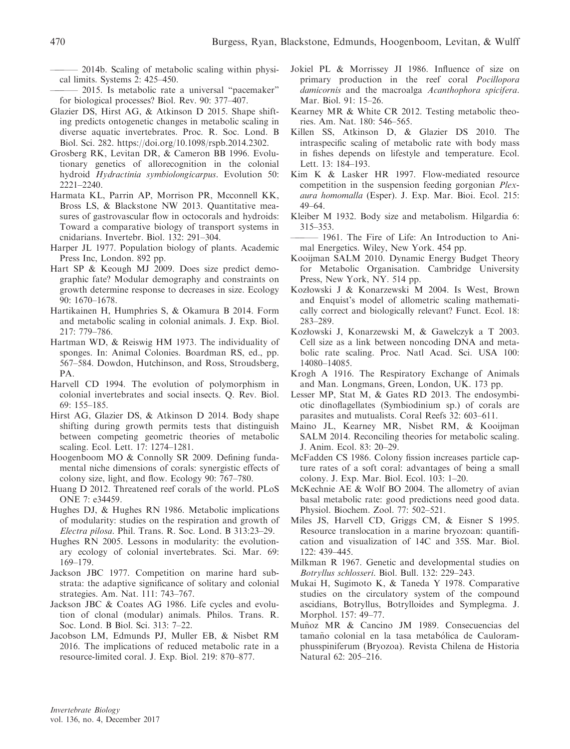——— 2014b. Scaling of metabolic scaling within physical limits. Systems 2: 425–450.

——— 2015. Is metabolic rate a universal "pacemaker" for biological processes? Biol. Rev. 90: 377–407.

Glazier DS, Hirst AG, & Atkinson D 2015. Shape shifting predicts ontogenetic changes in metabolic scaling in diverse aquatic invertebrates. Proc. R. Soc. Lond. B Biol. Sci. 282. https://doi.org/10.1098/rspb.2014.2302.

Grosberg RK, Levitan DR, & Cameron BB 1996. Evolutionary genetics of allorecognition in the colonial hydroid *Hydractinia symbiolongicarpus*. Evolution 50: 2221–2240.

Harmata KL, Parrin AP, Morrison PR, Mcconnell KK, Bross LS, & Blackstone NW 2013. Quantitative measures of gastrovascular flow in octocorals and hydroids: Toward a comparative biology of transport systems in cnidarians. Invertebr. Biol. 132: 291–304.

Harper JL 1977. Population biology of plants. Academic Press Inc, London. 892 pp.

Hart SP & Keough MJ 2009. Does size predict demographic fate? Modular demography and constraints on growth determine response to decreases in size. Ecology 90: 1670–1678.

Hartikainen H, Humphries S, & Okamura B 2014. Form and metabolic scaling in colonial animals. J. Exp. Biol. 217: 779–786.

Hartman WD, & Reiswig HM 1973. The individuality of sponges. In: Animal Colonies. Boardman RS, ed., pp. 567–584. Dowdon, Hutchinson, and Ross, Stroudsberg, PA.

Harvell CD 1994. The evolution of polymorphism in colonial invertebrates and social insects. Q. Rev. Biol. 69: 155–185.

Hirst AG, Glazier DS, & Atkinson D 2014. Body shape shifting during growth permits tests that distinguish between competing geometric theories of metabolic scaling. Ecol. Lett. 17: 1274–1281.

Hoogenboom MO & Connolly SR 2009. Defining fundamental niche dimensions of corals: synergistic effects of colony size, light, and flow. Ecology 90: 767–780.

Huang D 2012. Threatened reef corals of the world. PLoS ONE 7: e34459.

Hughes DJ, & Hughes RN 1986. Metabolic implications of modularity: studies on the respiration and growth of *Electra pilosa*. Phil. Trans. R. Soc. Lond. B 313:23–29.

Hughes RN 2005. Lessons in modularity: the evolutionary ecology of colonial invertebrates. Sci. Mar. 69: 169–179.

Jackson JBC 1977. Competition on marine hard substrata: the adaptive significance of solitary and colonial strategies. Am. Nat. 111: 743–767.

Jackson JBC & Coates AG 1986. Life cycles and evolution of clonal (modular) animals. Philos. Trans. R. Soc. Lond. B Biol. Sci. 313: 7–22.

Jacobson LM, Edmunds PJ, Muller EB, & Nisbet RM 2016. The implications of reduced metabolic rate in a resource-limited coral. J. Exp. Biol. 219: 870–877.

Jokiel PL & Morrissey JI 1986. Influence of size on primary production in the reef coral *Pocillopora damicornis* and the macroalga *Acanthophora spicifera*. Mar. Biol. 91: 15–26.

Kearney MR & White CR 2012. Testing metabolic theories. Am. Nat. 180: 546–565.

Killen SS, Atkinson D, & Glazier DS 2010. The intraspecific scaling of metabolic rate with body mass in fishes depends on lifestyle and temperature. Ecol. Lett. 13: 184–193.

Kim K & Lasker HR 1997. Flow-mediated resource competition in the suspension feeding gorgonian *Plexaura homomalla* (Esper). J. Exp. Mar. Bioi. Ecol. 215: 49–64.

Kleiber M 1932. Body size and metabolism. Hilgardia 6: 315–353.

——— 1961. The Fire of Life: An Introduction to Animal Energetics. Wiley, New York. 454 pp.

Kooijman SALM 2010. Dynamic Energy Budget Theory for Metabolic Organisation. Cambridge University Press, New York, NY. 514 pp.

Kozłowski J & Konarzewski M 2004. Is West, Brown and Enquist's model of allometric scaling mathematically correct and biologically relevant? Funct. Ecol. 18: 283–289.

Kozłowski J, Konarzewski M, & Gawelczyk a T 2003. Cell size as a link between noncoding DNA and metabolic rate scaling. Proc. Natl Acad. Sci. USA 100: 14080–14085.

Krogh A 1916. The Respiratory Exchange of Animals and Man. Longmans, Green, London, UK. 173 pp.

Lesser MP, Stat M, & Gates RD 2013. The endosymbiotic dinoflagellates (Symbiodinium sp.) of corals are parasites and mutualists. Coral Reefs 32: 603–611.

Maino JL, Kearney MR, Nisbet RM, & Kooijman SALM 2014. Reconciling theories for metabolic scaling. J. Anim. Ecol. 83: 20–29.

McFadden CS 1986. Colony fission increases particle capture rates of a soft coral: advantages of being a small colony. J. Exp. Mar. Biol. Ecol. 103: 1–20.

McKechnie AE & Wolf BO 2004. The allometry of avian basal metabolic rate: good predictions need good data. Physiol. Biochem. Zool. 77: 502–521.

Miles JS, Harvell CD, Griggs CM, & Eisner S 1995. Resource translocation in a marine bryozoan: quantification and visualization of 14C and 35S. Mar. Biol. 122: 439–445.

Milkman R 1967. Genetic and developmental studies on *Botryllus schlosseri*. Biol. Bull. 132: 229–243.

Mukai H, Sugimoto K, & Taneda Y 1978. Comparative studies on the circulatory system of the compound ascidians, Botryllus, Botrylloides and Symplegma. J. Morphol. 157: 49–77.

Muñoz MR & Cancino JM 1989. Consecuencias del tamaño colonial en la tasa metabólica de Cauloramphusspiniferum (Bryozoa). Revista Chilena de Historia Natural 62: 205–216.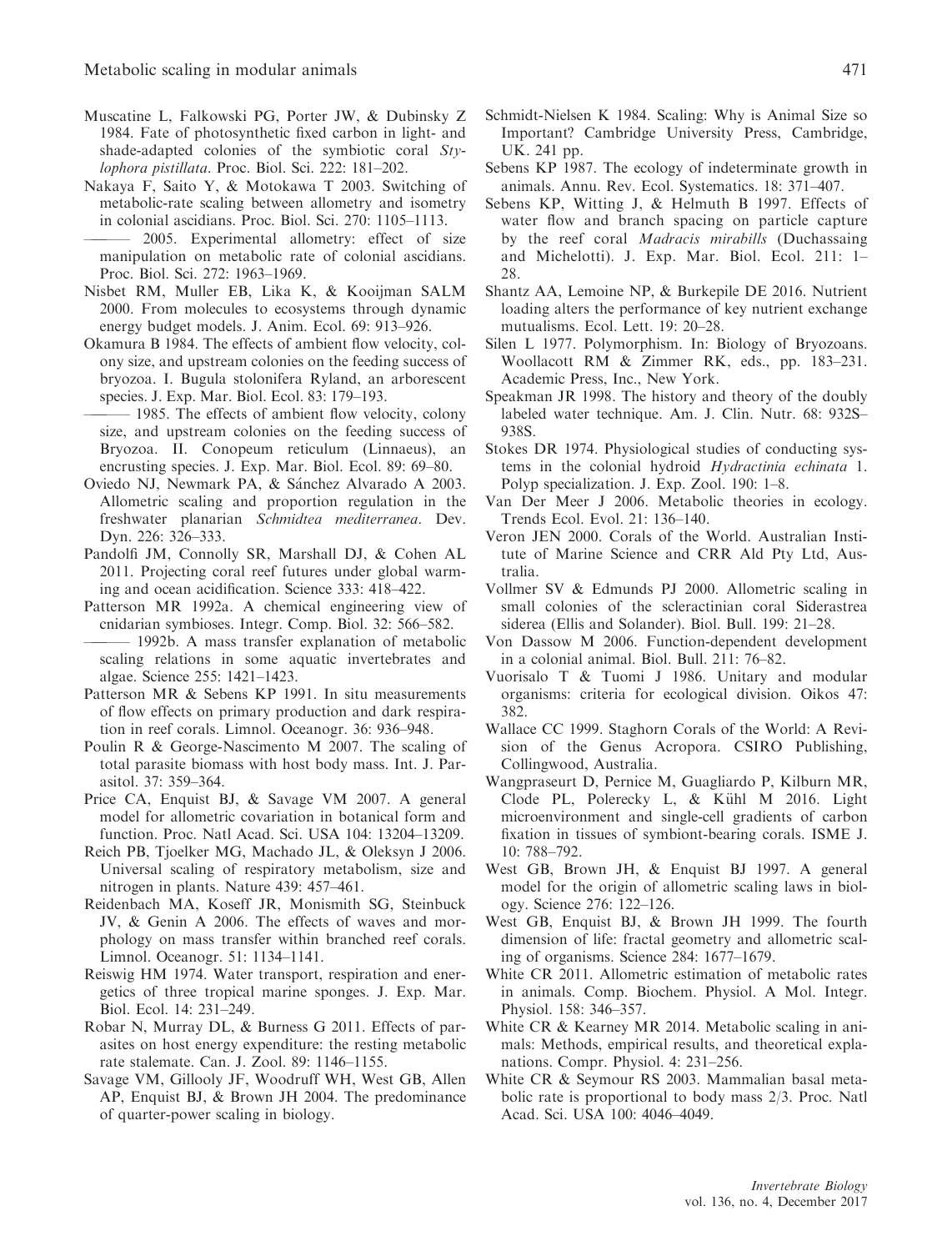Muscatine L, Falkowski PG, Porter JW, & Dubinsky Z 1984. Fate of photosynthetic fixed carbon in light- and shade-adapted colonies of the symbiotic coral *Stylophora pistillata*. Proc. Biol. Sci. 222: 181–202.

Nakaya F, Saito Y, & Motokawa T 2003. Switching of metabolic-rate scaling between allometry and isometry in colonial ascidians. Proc. Biol. Sci. 270: 1105–1113.

——— 2005. Experimental allometry: effect of size manipulation on metabolic rate of colonial ascidians. Proc. Biol. Sci. 272: 1963–1969.

Nisbet RM, Muller EB, Lika K, & Kooijman SALM 2000. From molecules to ecosystems through dynamic energy budget models. J. Anim. Ecol. 69: 913–926.

Okamura B 1984. The effects of ambient flow velocity, colony size, and upstream colonies on the feeding success of bryozoa. I. Bugula stolonifera Ryland, an arborescent species. J. Exp. Mar. Biol. Ecol. 83: 179–193.

——— 1985. The effects of ambient flow velocity, colony size, and upstream colonies on the feeding success of Bryozoa. II. Conopeum reticulum (Linnaeus), an encrusting species. J. Exp. Mar. Biol. Ecol. 89: 69–80.

Oviedo NJ, Newmark PA, & Sánchez Alvarado A 2003. Allometric scaling and proportion regulation in the freshwater planarian *Schmidtea mediterranea*. Dev. Dyn. 226: 326–333.

Pandolfi JM, Connolly SR, Marshall DJ, & Cohen AL 2011. Projecting coral reef futures under global warming and ocean acidification. Science 333: 418–422.

Patterson MR 1992a. A chemical engineering view of cnidarian symbioses. Integr. Comp. Biol. 32: 566–582.

——— 1992b. A mass transfer explanation of metabolic scaling relations in some aquatic invertebrates and algae. Science 255: 1421–1423.

Patterson MR & Sebens KP 1991. In situ measurements of flow effects on primary production and dark respiration in reef corals. Limnol. Oceanogr. 36: 936–948.

Poulin R & George-Nascimento M 2007. The scaling of total parasite biomass with host body mass. Int. J. Parasitol. 37: 359–364.

Price CA, Enquist BJ, & Savage VM 2007. A general model for allometric covariation in botanical form and function. Proc. Natl Acad. Sci. USA 104: 13204–13209.

Reich PB, Tjoelker MG, Machado JL, & Oleksyn J 2006. Universal scaling of respiratory metabolism, size and nitrogen in plants. Nature 439: 457–461.

Reidenbach MA, Koseff JR, Monismith SG, Steinbuck JV, & Genin A 2006. The effects of waves and morphology on mass transfer within branched reef corals. Limnol. Oceanogr. 51: 1134–1141.

Reiswig HM 1974. Water transport, respiration and energetics of three tropical marine sponges. J. Exp. Mar. Biol. Ecol. 14: 231–249.

Robar N, Murray DL, & Burness G 2011. Effects of parasites on host energy expenditure: the resting metabolic rate stalemate. Can. J. Zool. 89: 1146–1155.

Savage VM, Gillooly JF, Woodruff WH, West GB, Allen AP, Enquist BJ, & Brown JH 2004. The predominance of quarter-power scaling in biology.

Schmidt-Nielsen K 1984. Scaling: Why is Animal Size so Important? Cambridge University Press, Cambridge, UK. 241 pp.

Sebens KP 1987. The ecology of indeterminate growth in animals. Annu. Rev. Ecol. Systematics. 18: 371–407.

Sebens KP, Witting J, & Helmuth B 1997. Effects of water flow and branch spacing on particle capture by the reef coral *Madracis mirabills* (Duchassaing and Michelotti). J. Exp. Mar. Biol. Ecol. 211: 1–28.

Shantz AA, Lemoine NP, & Burkepile DE 2016. Nutrient loading alters the performance of key nutrient exchange mutualisms. Ecol. Lett. 19: 20–28.

Silen L 1977. Polymorphism. In: Biology of Bryozoans. Woollacott RM & Zimmer RK, eds., pp. 183–231. Academic Press, Inc., New York.

Speakman JR 1998. The history and theory of the doubly labeled water technique. Am. J. Clin. Nutr. 68: 932S–938S.

Stokes DR 1974. Physiological studies of conducting systems in the colonial hydroid *Hydractinia echinata* 1. Polyp specialization. J. Exp. Zool. 190: 1–8.

Van Der Meer J 2006. Metabolic theories in ecology. Trends Ecol. Evol. 21: 136–140.

Veron JEN 2000. Corals of the World. Australian Institute of Marine Science and CRR Ald Pty Ltd, Australia.

Vollmer SV & Edmunds PJ 2000. Allometric scaling in small colonies of the scleractinian coral Siderastrea siderea (Ellis and Solander). Biol. Bull. 199: 21–28.

Von Dassow M 2006. Function-dependent development in a colonial animal. Biol. Bull. 211: 76–82.

Vuorisalo T & Tuomi J 1986. Unitary and modular organisms: criteria for ecological division. Oikos 47: 382.

Wallace CC 1999. Staghorn Corals of the World: A Revision of the Genus Acropora. CSIRO Publishing, Collingwood, Australia.

Wangpraseurt D, Pernice M, Guagliardo P, Kilburn MR, Clode PL, Polerecky L, & Kühl M 2016. Light microenvironment and single-cell gradients of carbon fixation in tissues of symbiont-bearing corals. ISME J. 10: 788–792.

West GB, Brown JH, & Enquist BJ 1997. A general model for the origin of allometric scaling laws in biology. Science 276: 122–126.

West GB, Enquist BJ, & Brown JH 1999. The fourth dimension of life: fractal geometry and allometric scaling of organisms. Science 284: 1677–1679.

White CR 2011. Allometric estimation of metabolic rates in animals. Comp. Biochem. Physiol. A Mol. Integr. Physiol. 158: 346–357.

White CR & Kearney MR 2014. Metabolic scaling in animals: Methods, empirical results, and theoretical explanations. Compr. Physiol. 4: 231–256.

White CR & Seymour RS 2003. Mammalian basal metabolic rate is proportional to body mass 2/3. Proc. Natl Acad. Sci. USA 100: 4046–4049.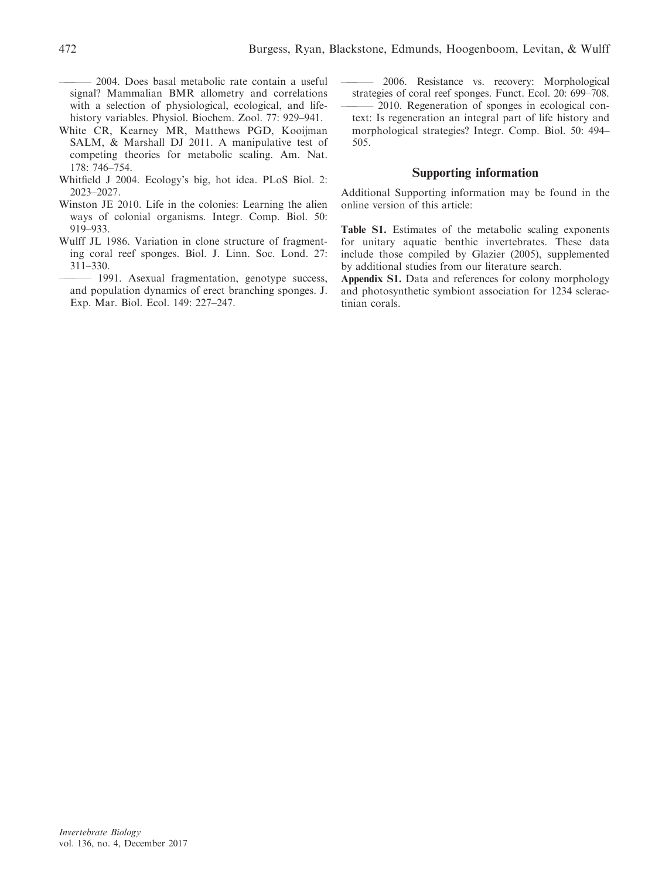——— 2004. Does basal metabolic rate contain a useful signal? Mammalian BMR allometry and correlations with a selection of physiological, ecological, and life-history variables. Physiol. Biochem. Zool. 77: 929–941.

White CR, Kearney MR, Matthews PGD, Kooijman SALM, & Marshall DJ 2011. A manipulative test of competing theories for metabolic scaling. Am. Nat. 178: 746–754.

Whitfield J 2004. Ecology's big, hot idea. PLoS Biol. 2: 2023–2027.

Winston JE 2010. Life in the colonies: Learning the alien ways of colonial organisms. Integr. Comp. Biol. 50: 919–933.

Wulff JL 1986. Variation in clone structure of fragmenting coral reef sponges. Biol. J. Linn. Soc. Lond. 27: 311–330.

——— 1991. Asexual fragmentation, genotype success, and population dynamics of erect branching sponges. J. Exp. Mar. Biol. Ecol. 149: 227–247.

——— 2006. Resistance vs. recovery: Morphological strategies of coral reef sponges. Funct. Ecol. 20: 699–708.

——— 2010. Regeneration of sponges in ecological context: Is regeneration an integral part of life history and morphological strategies? Integr. Comp. Biol. 50: 494–505.

## Supporting information

Additional Supporting information may be found in the online version of this article:

**Table S1.** Estimates of the metabolic scaling exponents for unitary aquatic benthic invertebrates. These data include those compiled by Glazier (2005), supplemented by additional studies from our literature search.

**Appendix S1.** Data and references for colony morphology and photosynthetic symbiont association for 1234 scleractinian corals.